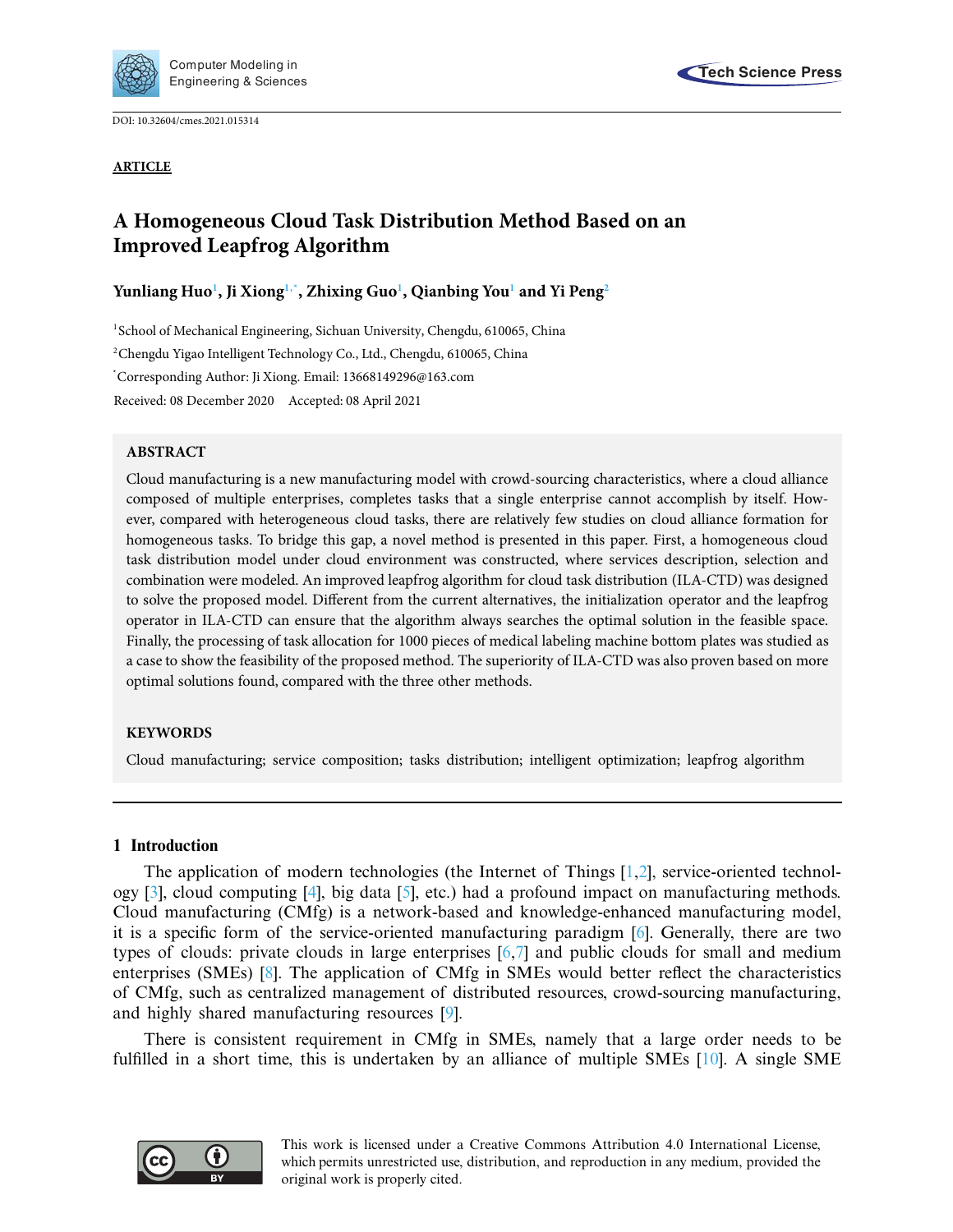DOI: 10.32604/cmes.2021.015314

**ARTICLE**

# A Homogeneous Cloud Task Distribution Method Based on an Improved Leapfrog Algorithm

**Yunliang Huo[1], Ji Xiong[1,*], Zhixing Guo[1], Qianbing You[1] and Yi Peng[2]**

[1]School of Mechanical Engineering, Sichuan University, Chengdu, 610065, China

[2]Chengdu Yigao Intelligent Technology Co., Ltd., Chengdu, 610065, China

[*]Corresponding Author: Ji Xiong. Email: 13668149296@163.com

Received: 08 December 2020 Accepted: 08 April 2021

## ABSTRACT

Cloud manufacturing is a new manufacturing model with crowd-sourcing characteristics, where a cloud alliance composed of multiple enterprises, completes tasks that a single enterprise cannot accomplish by itself. However, compared with heterogeneous cloud tasks, there are relatively few studies on cloud alliance formation for homogeneous tasks. To bridge this gap, a novel method is presented in this paper. First, a homogeneous cloud task distribution model under cloud environment was constructed, where services description, selection and combination were modeled. An improved leapfrog algorithm for cloud task distribution (ILA-CTD) was designed to solve the proposed model. Different from the current alternatives, the initialization operator and the leapfrog operator in ILA-CTD can ensure that the algorithm always searches the optimal solution in the feasible space. Finally, the processing of task allocation for 1000 pieces of medical labeling machine bottom plates was studied as a case to show the feasibility of the proposed method. The superiority of ILA-CTD was also proven based on more optimal solutions found, compared with the three other methods.

## KEYWORDS

Cloud manufacturing; service composition; tasks distribution; intelligent optimization; leapfrog algorithm

## 1 Introduction

The application of modern technologies (the Internet of Things [1,2], service-oriented technology [3], cloud computing [4], big data [5], etc.) had a profound impact on manufacturing methods. Cloud manufacturing (CMfg) is a network-based and knowledge-enhanced manufacturing model, it is a specific form of the service-oriented manufacturing paradigm [6]. Generally, there are two types of clouds: private clouds in large enterprises [6,7] and public clouds for small and medium enterprises (SMEs) [8]. The application of CMfg in SMEs would better reflect the characteristics of CMfg, such as centralized management of distributed resources, crowd-sourcing manufacturing, and highly shared manufacturing resources [9].

There is consistent requirement in CMfg in SMEs, namely that a large order needs to be fulfilled in a short time, this is undertaken by an alliance of multiple SMEs [10]. A single SME

This work is licensed under a Creative Commons Attribution 4.0 International License, which permits unrestricted use, distribution, and reproduction in any medium, provided the original work is properly cited.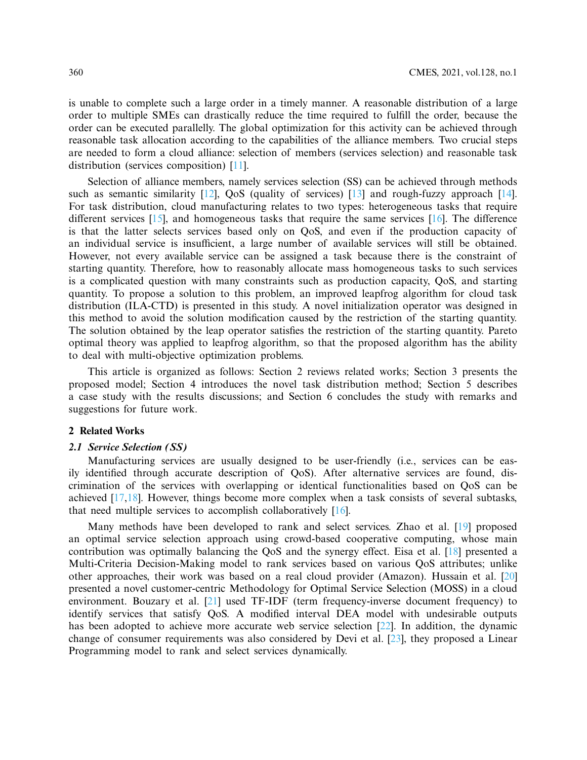is unable to complete such a large order in a timely manner. A reasonable distribution of a large order to multiple SMEs can drastically reduce the time required to fulfill the order, because the order can be executed parallelly. The global optimization for this activity can be achieved through reasonable task allocation according to the capabilities of the alliance members. Two crucial steps are needed to form a cloud alliance: selection of members (services selection) and reasonable task distribution (services composition) [11].

Selection of alliance members, namely services selection (SS) can be achieved through methods such as semantic similarity [12], QoS (quality of services) [13] and rough-fuzzy approach [14]. For task distribution, cloud manufacturing relates to two types: heterogeneous tasks that require different services [15], and homogeneous tasks that require the same services [16]. The difference is that the latter selects services based only on QoS, and even if the production capacity of an individual service is insufficient, a large number of available services will still be obtained. However, not every available service can be assigned a task because there is the constraint of starting quantity. Therefore, how to reasonably allocate mass homogeneous tasks to such services is a complicated question with many constraints such as production capacity, QoS, and starting quantity. To propose a solution to this problem, an improved leapfrog algorithm for cloud task distribution (ILA-CTD) is presented in this study. A novel initialization operator was designed in this method to avoid the solution modification caused by the restriction of the starting quantity. The solution obtained by the leap operator satisfies the restriction of the starting quantity. Pareto optimal theory was applied to leapfrog algorithm, so that the proposed algorithm has the ability to deal with multi-objective optimization problems.

This article is organized as follows: Section 2 reviews related works; Section 3 presents the proposed model; Section 4 introduces the novel task distribution method; Section 5 describes a case study with the results discussions; and Section 6 concludes the study with remarks and suggestions for future work.

## 2 Related Works

### 2.1 Service Selection (SS)

Manufacturing services are usually designed to be user-friendly (i.e., services can be easily identified through accurate description of QoS). After alternative services are found, discrimination of the services with overlapping or identical functionalities based on QoS can be achieved [17,18]. However, things become more complex when a task consists of several subtasks, that need multiple services to accomplish collaboratively [16].

Many methods have been developed to rank and select services. Zhao et al. [19] proposed an optimal service selection approach using crowd-based cooperative computing, whose main contribution was optimally balancing the QoS and the synergy effect. Eisa et al. [18] presented a Multi-Criteria Decision-Making model to rank services based on various QoS attributes; unlike other approaches, their work was based on a real cloud provider (Amazon). Hussain et al. [20] presented a novel customer-centric Methodology for Optimal Service Selection (MOSS) in a cloud environment. Bouzary et al. [21] used TF-IDF (term frequency-inverse document frequency) to identify services that satisfy QoS. A modified interval DEA model with undesirable outputs has been adopted to achieve more accurate web service selection [22]. In addition, the dynamic change of consumer requirements was also considered by Devi et al. [23], they proposed a Linear Programming model to rank and select services dynamically.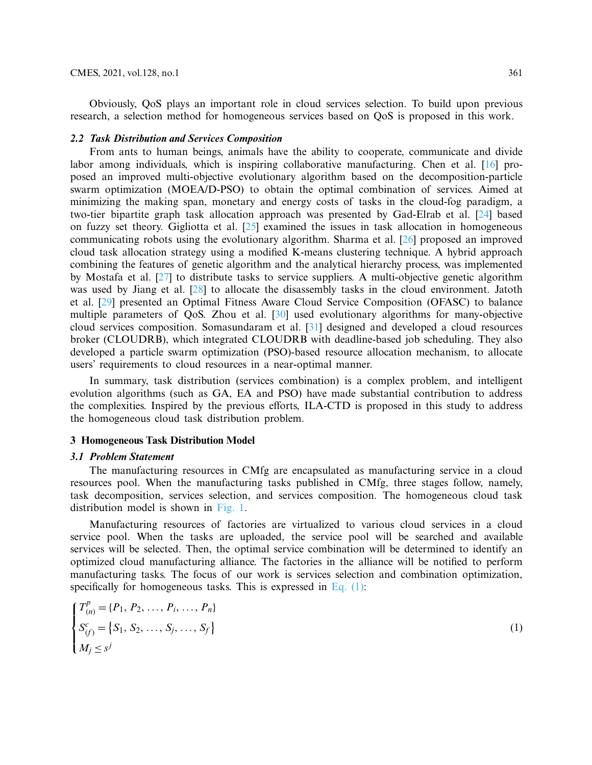Obviously, QoS plays an important role in cloud services selection. To build upon previous research, a selection method for homogeneous services based on QoS is proposed in this work.

### *2.2 Task Distribution and Services Composition*

From ants to human beings, animals have the ability to cooperate, communicate and divide labor among individuals, which is inspiring collaborative manufacturing. Chen et al. [16] proposed an improved multi-objective evolutionary algorithm based on the decomposition-particle swarm optimization (MOEA/D-PSO) to obtain the optimal combination of services. Aimed at minimizing the making span, monetary and energy costs of tasks in the cloud-fog paradigm, a two-tier bipartite graph task allocation approach was presented by Gad-Elrab et al. [24] based on fuzzy set theory. Gigliotta et al. [25] examined the issues in task allocation in homogeneous communicating robots using the evolutionary algorithm. Sharma et al. [26] proposed an improved cloud task allocation strategy using a modified K-means clustering technique. A hybrid approach combining the features of genetic algorithm and the analytical hierarchy process, was implemented by Mostafa et al. [27] to distribute tasks to service suppliers. A multi-objective genetic algorithm was used by Jiang et al. [28] to allocate the disassembly tasks in the cloud environment. Jatoth et al. [29] presented an Optimal Fitness Aware Cloud Service Composition (OFASC) to balance multiple parameters of QoS. Zhou et al. [30] used evolutionary algorithms for many-objective cloud services composition. Somasundaram et al. [31] designed and developed a cloud resources broker (CLOUDRB), which integrated CLOUDRB with deadline-based job scheduling. They also developed a particle swarm optimization (PSO)-based resource allocation mechanism, to allocate users' requirements to cloud resources in a near-optimal manner.

In summary, task distribution (services combination) is a complex problem, and intelligent evolution algorithms (such as GA, EA and PSO) have made substantial contribution to address the complexities. Inspired by the previous efforts, ILA-CTD is proposed in this study to address the homogeneous cloud task distribution problem.

## 3 Homogeneous Task Distribution Model

### *3.1 Problem Statement*

The manufacturing resources in CMfg are encapsulated as manufacturing service in a cloud resources pool. When the manufacturing tasks published in CMfg, three stages follow, namely, task decomposition, services selection, and services composition. The homogeneous cloud task distribution model is shown in Fig. 1.

Manufacturing resources of factories are virtualized to various cloud services in a cloud service pool. When the tasks are uploaded, the service pool will be searched and available services will be selected. Then, the optimal service combination will be determined to identify an optimized cloud manufacturing alliance. The factories in the alliance will be notified to perform manufacturing tasks. The focus of our work is services selection and combination optimization, specifically for homogeneous tasks. This is expressed in Eq. (1):

$$\begin{cases} T^{p}_{(n)} = \{P_1, P_2, \ldots, P_i, \ldots, P_n\} \\ S^{c}_{(f)} = \left\{S_1, S_2, \ldots, S_j, \ldots, S_f\right\} \\ M_j \leq s^j \end{cases} \tag{1}$$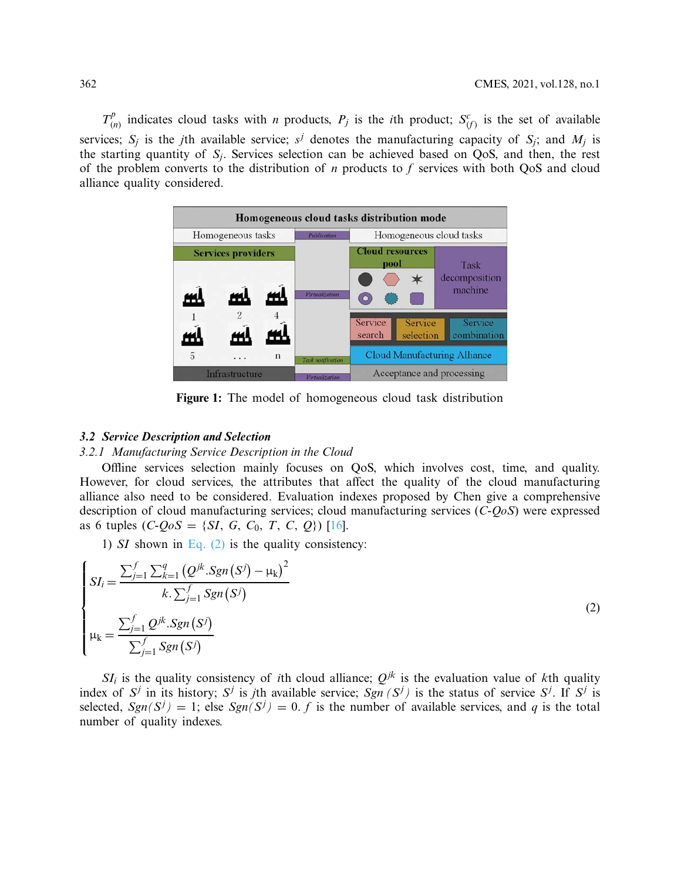$T_{(n)}^{p}$ indicates cloud tasks with $n$ products, $P_j$ is the $i$th product; $S_{(f)}^{c}$ is the set of available services; $S_j$ is the $j$th available service; $s^j$ denotes the manufacturing capacity of $S_j$; and $M_j$ is the starting quantity of $S_j$. Services selection can be achieved based on QoS, and then, the rest of the problem converts to the distribution of $n$ products to $f$ services with both QoS and cloud alliance quality considered.

Figure 1: The model of homogeneous cloud task distribution

### 3.2 Service Description and Selection

#### 3.2.1 Manufacturing Service Description in the Cloud

Offline services selection mainly focuses on QoS, which involves cost, time, and quality. However, for cloud services, the attributes that affect the quality of the cloud manufacturing alliance also need to be considered. Evaluation indexes proposed by Chen give a comprehensive description of cloud manufacturing services; cloud manufacturing services (*C-QoS*) were expressed as 6 tuples ($C\text{-}QoS = \{SI, G, C_0, T, C, Q\}$) [16].

1) $SI$ shown in Eq. (2) is the quality consistency:

$$
\begin{cases}
SI_i = \dfrac{\sum_{j=1}^{f}\sum_{k=1}^{q}\left(Q^{jk}.Sgn\left(S^j\right) - \mu_k\right)^2}{k.\sum_{j=1}^{f} Sgn\left(S^j\right)} \\[2ex]
\mu_k = \dfrac{\sum_{j=1}^{f} Q^{jk}.Sgn\left(S^j\right)}{\sum_{j=1}^{f} Sgn\left(S^j\right)}
\end{cases}
\tag{2}
$$

$SI_i$ is the quality consistency of $i$th cloud alliance; $Q^{jk}$ is the evaluation value of $k$th quality index of $S^j$ in its history; $S^j$ is $j$th available service; $Sgn\left(S^j\right)$ is the status of service $S^j$. If $S^j$ is selected, $Sgn(S^j) = 1$; else $Sgn(S^j) = 0$. $f$ is the number of available services, and $q$ is the total number of quality indexes.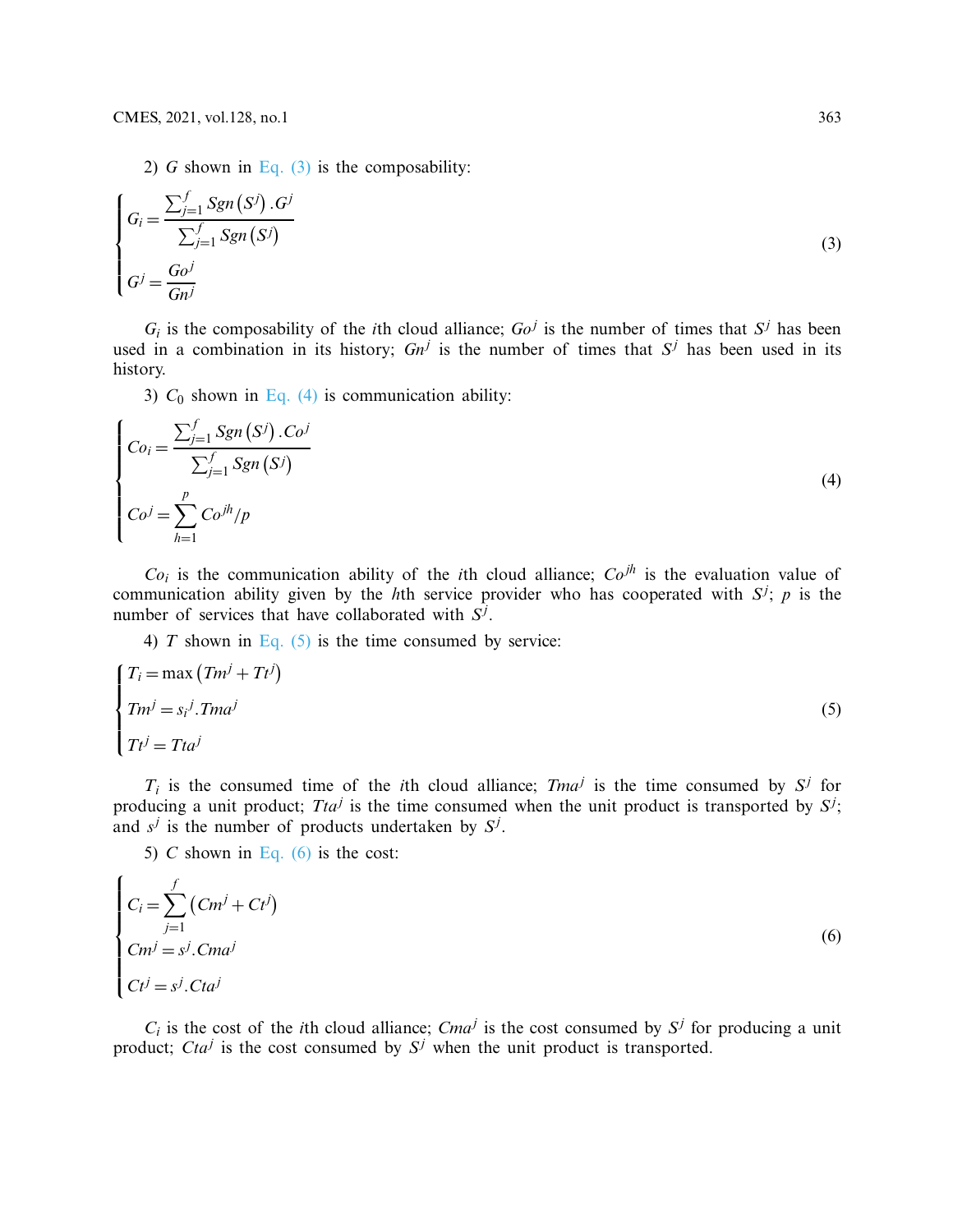2) $G$ shown in Eq. (3) is the composability:

$$
\begin{cases}
G_i = \dfrac{\sum_{j=1}^{f} Sgn\left(S^j\right).G^j}{\sum_{j=1}^{f} Sgn\left(S^j\right)} \\
G^j = \dfrac{Go^j}{Gn^j}
\end{cases}
\tag{3}
$$

$G_i$ is the composability of the $i$th cloud alliance; $Go^j$ is the number of times that $S^j$ has been used in a combination in its history; $Gn^j$ is the number of times that $S^j$ has been used in its history.

3) $C_0$ shown in Eq. (4) is communication ability:

$$
\begin{cases}
Co_i = \dfrac{\sum_{j=1}^{f} Sgn\left(S^j\right).Co^j}{\sum_{j=1}^{f} Sgn\left(S^j\right)} \\
Co^j = \sum_{h=1}^{p} Co^{jh}/p
\end{cases}
\tag{4}
$$

$Co_i$ is the communication ability of the $i$th cloud alliance; $Co^{jh}$ is the evaluation value of communication ability given by the $h$th service provider who has cooperated with $S^j$; $p$ is the number of services that have collaborated with $S^j$.

4) $T$ shown in Eq. (5) is the time consumed by service:

$$
\begin{cases}
T_i = \max\left(Tm^j + Tt^j\right) \\
Tm^j = {s_i}^j.Tma^j \\
Tt^j = Tta^j
\end{cases}
\tag{5}
$$

$T_i$ is the consumed time of the $i$th cloud alliance; $Tma^j$ is the time consumed by $S^j$ for producing a unit product; $Tta^j$ is the time consumed when the unit product is transported by $S^j$; and $s^j$ is the number of products undertaken by $S^j$.

5) $C$ shown in Eq. (6) is the cost:

$$
\begin{cases}
C_i = \sum_{j=1}^{f} \left(Cm^j + Ct^j\right) \\
Cm^j = s^j.Cma^j \\
Ct^j = s^j.Cta^j
\end{cases}
\tag{6}
$$

$C_i$ is the cost of the $i$th cloud alliance; $Cma^j$ is the cost consumed by $S^j$ for producing a unit product; $Cta^j$ is the cost consumed by $S^j$ when the unit product is transported.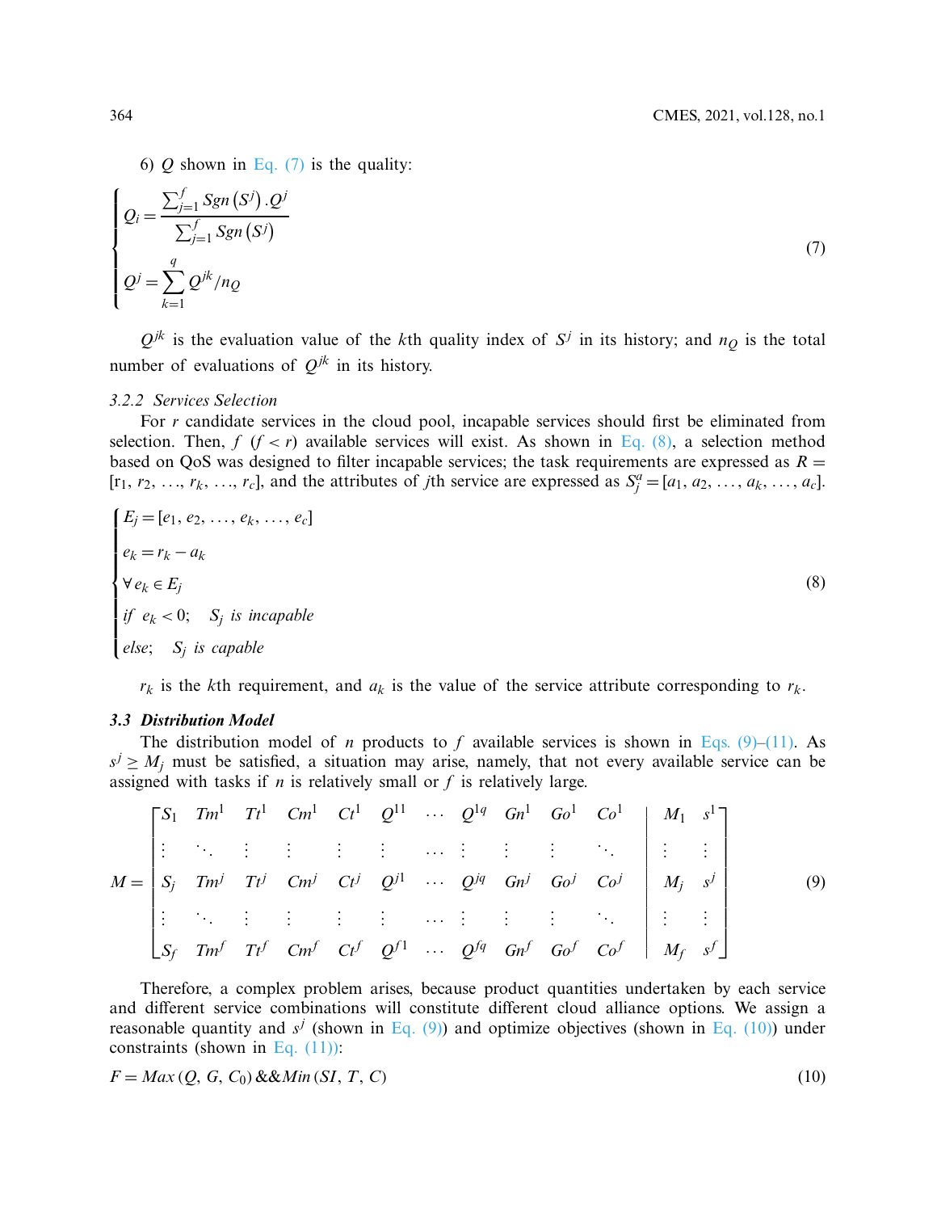6) $Q$ shown in Eq. (7) is the quality:

$$
\begin{cases}
Q_i = \dfrac{\sum_{j=1}^{f} Sgn\left(S^j\right).Q^j}{\sum_{j=1}^{f} Sgn\left(S^j\right)} \\
Q^j = \sum_{k=1}^{q} Q^{jk}/n_Q
\end{cases}
\tag{7}
$$

$Q^{jk}$ is the evaluation value of the $k$th quality index of $S^j$ in its history; and $n_Q$ is the total number of evaluations of $Q^{jk}$ in its history.

### 3.2.2 Services Selection

For $r$ candidate services in the cloud pool, incapable services should first be eliminated from selection. Then, $f$ ($f < r$) available services will exist. As shown in Eq. (8), a selection method based on QoS was designed to filter incapable services; the task requirements are expressed as $R = [r_1, r_2, \ldots, r_k, \ldots, r_c]$, and the attributes of $j$th service are expressed as $S_j^a = [a_1, a_2, \ldots, a_k, \ldots, a_c]$.

$$
\begin{cases}
E_j = [e_1, e_2, \ldots, e_k, \ldots, e_c] \\
e_k = r_k - a_k \\
\forall\, e_k \in E_j \\
if\;\; e_k < 0; \quad S_j \; is\; incapable \\
else; \quad S_j \; is\; capable
\end{cases}
\tag{8}
$$

$r_k$ is the $k$th requirement, and $a_k$ is the value of the service attribute corresponding to $r_k$.

## 3.3 Distribution Model

The distribution model of $n$ products to $f$ available services is shown in Eqs. (9)–(11). As $s^j \geq M_j$ must be satisfied, a situation may arise, namely, that not every available service can be assigned with tasks if $n$ is relatively small or $f$ is relatively large.

$$
M = \left[\begin{array}{cccccccccc|cc}
S_1 & Tm^1 & Tt^1 & Cm^1 & Ct^1 & Q^{11} & \cdots & Q^{1q} & Gn^1 & Go^1 & Co^1 & M_1 & s^1 \\
\vdots & \ddots & \vdots & \vdots & \vdots & \vdots & \cdots & \vdots & \vdots & \vdots & \ddots & \vdots & \vdots \\
S_j & Tm^j & Tt^j & Cm^j & Ct^j & Q^{j1} & \cdots & Q^{jq} & Gn^j & Go^j & Co^j & M_j & s^j \\
\vdots & \ddots & \vdots & \vdots & \vdots & \vdots & \cdots & \vdots & \vdots & \vdots & \ddots & \vdots & \vdots \\
S_f & Tm^f & Tt^f & Cm^f & Ct^f & Q^{f1} & \cdots & Q^{fq} & Gn^f & Go^f & Co^f & M_f & s^f
\end{array}\right]
\tag{9}
$$

Therefore, a complex problem arises, because product quantities undertaken by each service and different service combinations will constitute different cloud alliance options. We assign a reasonable quantity and $s^j$ (shown in Eq. (9)) and optimize objectives (shown in Eq. (10)) under constraints (shown in Eq. (11)):

$$
F = Max\left(Q, G, C_0\right) \&\& Min\left(SI, T, C\right)
\tag{10}
$$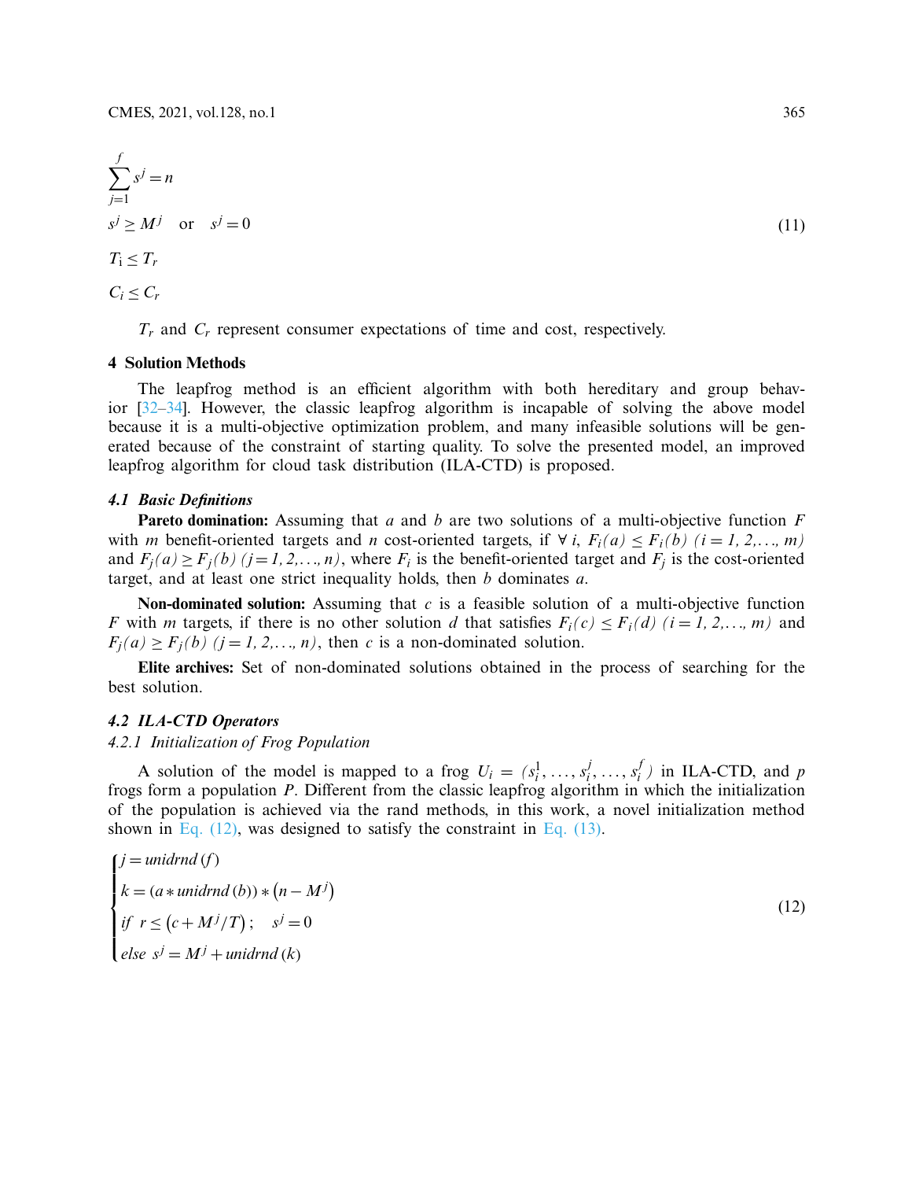$$
\begin{aligned}
&\sum_{j=1}^{f} s^j = n \\
&s^j \geq M^j \quad \text{or} \quad s^j = 0 \\
&T_{\text{i}} \leq T_r \\
&C_i \leq C_r
\end{aligned}
\tag{11}
$$

$T_r$ and $C_r$ represent consumer expectations of time and cost, respectively.

## 4 Solution Methods

The leapfrog method is an efficient algorithm with both hereditary and group behavior [32–34]. However, the classic leapfrog algorithm is incapable of solving the above model because it is a multi-objective optimization problem, and many infeasible solutions will be generated because of the constraint of starting quality. To solve the presented model, an improved leapfrog algorithm for cloud task distribution (ILA-CTD) is proposed.

### 4.1 Basic Definitions

**Pareto domination:** Assuming that $a$ and $b$ are two solutions of a multi-objective function $F$ with $m$ benefit-oriented targets and $n$ cost-oriented targets, if $\forall$ $i$, $F_i(a) \leq F_i(b)$ $(i = 1, 2, \ldots, m)$ and $F_j(a) \geq F_j(b)$ $(j = 1, 2, \ldots, n)$, where $F_i$ is the benefit-oriented target and $F_j$ is the cost-oriented target, and at least one strict inequality holds, then $b$ dominates $a$.

**Non-dominated solution:** Assuming that $c$ is a feasible solution of a multi-objective function $F$ with $m$ targets, if there is no other solution $d$ that satisfies $F_i(c) \leq F_i(d)$ $(i = 1, 2, \ldots, m)$ and $F_j(a) \geq F_j(b)$ $(j = 1, 2, \ldots, n)$, then $c$ is a non-dominated solution.

**Elite archives:** Set of non-dominated solutions obtained in the process of searching for the best solution.

### 4.2 ILA-CTD Operators

#### 4.2.1 Initialization of Frog Population

A solution of the model is mapped to a frog $U_i = (s_i^1, \ldots, s_i^j, \ldots, s_i^f)$ in ILA-CTD, and $p$ frogs form a population $P$. Different from the classic leapfrog algorithm in which the initialization of the population is achieved via the rand methods, in this work, a novel initialization method shown in Eq. (12), was designed to satisfy the constraint in Eq. (13).

$$
\begin{cases}
j = unidrnd\,(f) \\
k = (a * unidrnd\,(b)) * \left(n - M^j\right) \\
if \;\; r \leq \left(c + M^j/T\right); \quad s^j = 0 \\
else \;\; s^j = M^j + unidrnd\,(k)
\end{cases}
\tag{12}
$$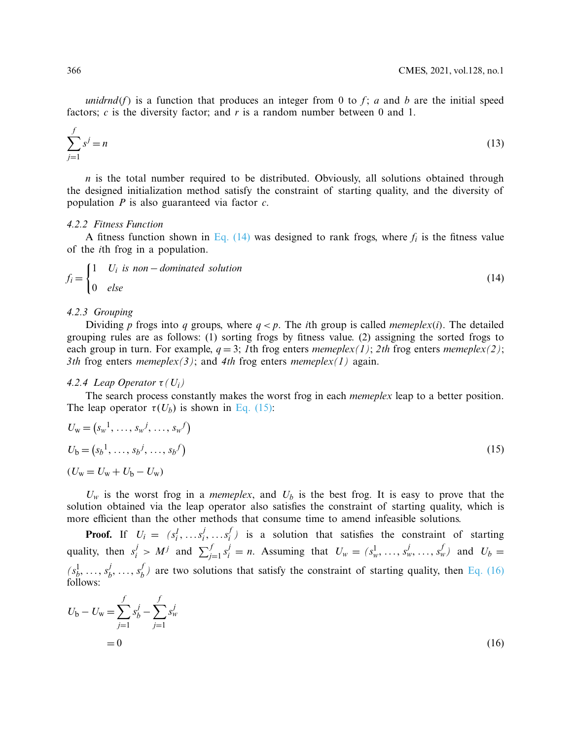*unidrnd*($f$) is a function that produces an integer from 0 to $f$; $a$ and $b$ are the initial speed factors; $c$ is the diversity factor; and $r$ is a random number between 0 and 1.

$$\sum_{j=1}^{f} s^j = n \tag{13}$$

$n$ is the total number required to be distributed. Obviously, all solutions obtained through the designed initialization method satisfy the constraint of starting quality, and the diversity of population $P$ is also guaranteed via factor $c$.

#### 4.2.2 Fitness Function

A fitness function shown in Eq. (14) was designed to rank frogs, where $f_i$ is the fitness value of the $i$th frog in a population.

$$f_i = \begin{cases} 1 & U_i \text{ is non-dominated solution} \\ 0 & else \end{cases} \tag{14}$$

#### 4.2.3 Grouping

Dividing $p$ frogs into $q$ groups, where $q < p$. The $i$th group is called *memeplex*($i$). The detailed grouping rules are as follows: (1) sorting frogs by fitness value. (2) assigning the sorted frogs to each group in turn. For example, $q = 3$; *1th* frog enters *memeplex(1)*; *2th* frog enters *memeplex(2)*; *3th* frog enters *memeplex(3)*; and *4th* frog enters *memeplex(1)* again.

#### 4.2.4 Leap Operator $\tau(U_i)$

The search process constantly makes the worst frog in each *memeplex* leap to a better position. The leap operator $\tau(U_b)$ is shown in Eq. (15):

$$\begin{aligned} &U_w = \left({s_w}^1, \ldots, {s_w}^j, \ldots, {s_w}^f\right) \\ &U_b = \left({s_b}^1, \ldots, {s_b}^j, \ldots, {s_b}^f\right) \\ &(U_w = U_w + U_b - U_w) \end{aligned} \tag{15}$$

$U_w$ is the worst frog in a *memeplex*, and $U_b$ is the best frog. It is easy to prove that the solution obtained via the leap operator also satisfies the constraint of starting quality, which is more efficient than the other methods that consume time to amend infeasible solutions.

**Proof.** If $U_i = (s_i^1, \ldots s_i^j, \ldots s_i^f)$ is a solution that satisfies the constraint of starting quality, then $s_i^j > M^j$ and $\sum_{j=1}^{f} s_i^j = n$. Assuming that $U_w = (s_w^1, \ldots, s_w^j, \ldots, s_w^f)$ and $U_b = (s_b^1, \ldots, s_b^j, \ldots, s_b^f)$ are two solutions that satisfy the constraint of starting quality, then Eq. (16) follows:

$$\begin{aligned} U_b - U_w &= \sum_{j=1}^{f} s_b^j - \sum_{j=1}^{f} s_w^j \\ &= 0 \end{aligned} \tag{16}$$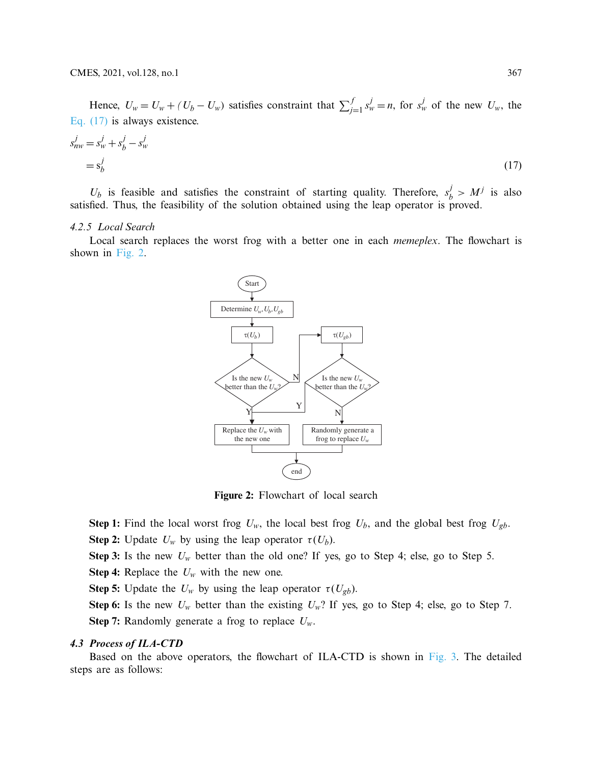Hence, $U_w = U_w + (U_b - U_w)$ satisfies constraint that $\sum_{j=1}^{f} s_w^j = n$, for $s_w^j$ of the new $U_w$, the Eq. (17) is always existence.

$$s_{nw}^j = s_w^j + s_b^j - s_w^j$$
$$= s_b^j \tag{17}$$

$U_b$ is feasible and satisfies the constraint of starting quality. Therefore, $s_b^j > M^j$ is also satisfied. Thus, the feasibility of the solution obtained using the leap operator is proved.

#### 4.2.5 Local Search

Local search replaces the worst frog with a better one in each *memeplex*. The flowchart is shown in Fig. 2.

**Figure 2:** Flowchart of local search

**Step 1:** Find the local worst frog $U_w$, the local best frog $U_b$, and the global best frog $U_{gb}$.

**Step 2:** Update $U_w$ by using the leap operator $\tau(U_b)$.

**Step 3:** Is the new $U_w$ better than the old one? If yes, go to Step 4; else, go to Step 5.

**Step 4:** Replace the $U_w$ with the new one.

**Step 5:** Update the $U_w$ by using the leap operator $\tau(U_{gb})$.

**Step 6:** Is the new $U_w$ better than the existing $U_w$? If yes, go to Step 4; else, go to Step 7.

**Step 7:** Randomly generate a frog to replace $U_w$.

### 4.3 Process of ILA-CTD

Based on the above operators, the flowchart of ILA-CTD is shown in Fig. 3. The detailed steps are as follows: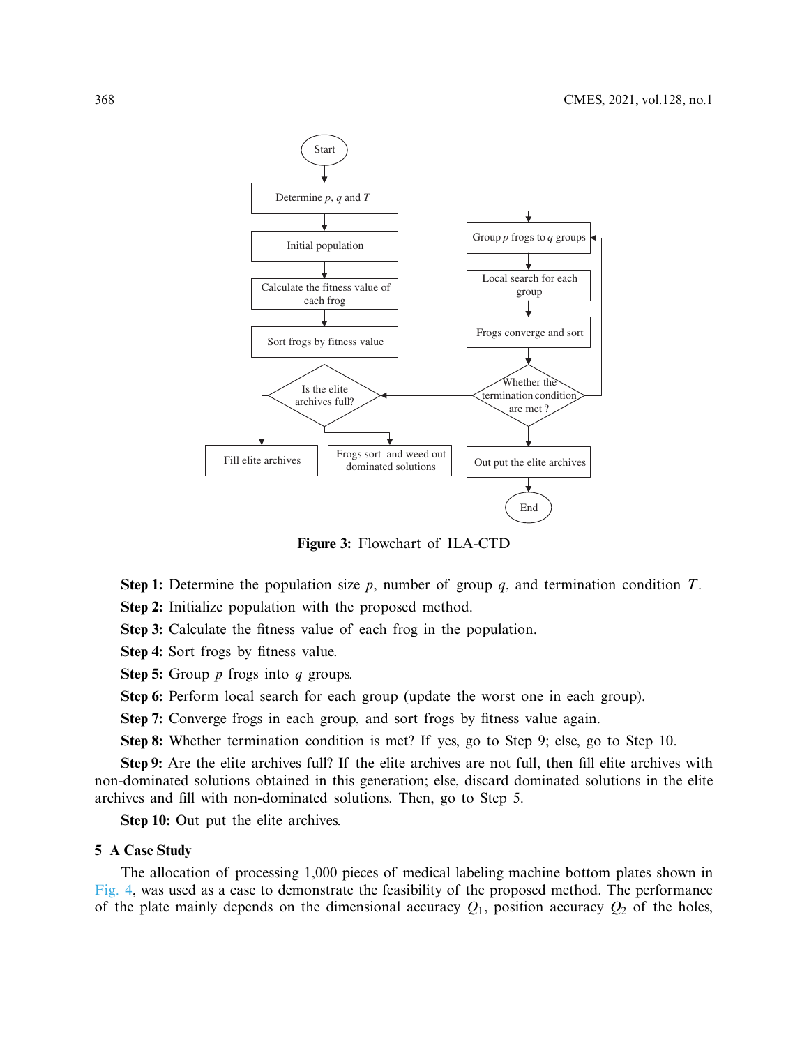Figure 3: Flowchart of ILA-CTD

**Step 1:** Determine the population size $p$, number of group $q$, and termination condition $T$.

**Step 2:** Initialize population with the proposed method.

**Step 3:** Calculate the fitness value of each frog in the population.

**Step 4:** Sort frogs by fitness value.

**Step 5:** Group $p$ frogs into $q$ groups.

**Step 6:** Perform local search for each group (update the worst one in each group).

**Step 7:** Converge frogs in each group, and sort frogs by fitness value again.

**Step 8:** Whether termination condition is met? If yes, go to Step 9; else, go to Step 10.

**Step 9:** Are the elite archives full? If the elite archives are not full, then fill elite archives with non-dominated solutions obtained in this generation; else, discard dominated solutions in the elite archives and fill with non-dominated solutions. Then, go to Step 5.

**Step 10:** Out put the elite archives.

## 5 A Case Study

The allocation of processing 1,000 pieces of medical labeling machine bottom plates shown in Fig. 4, was used as a case to demonstrate the feasibility of the proposed method. The performance of the plate mainly depends on the dimensional accuracy $Q_1$, position accuracy $Q_2$ of the holes,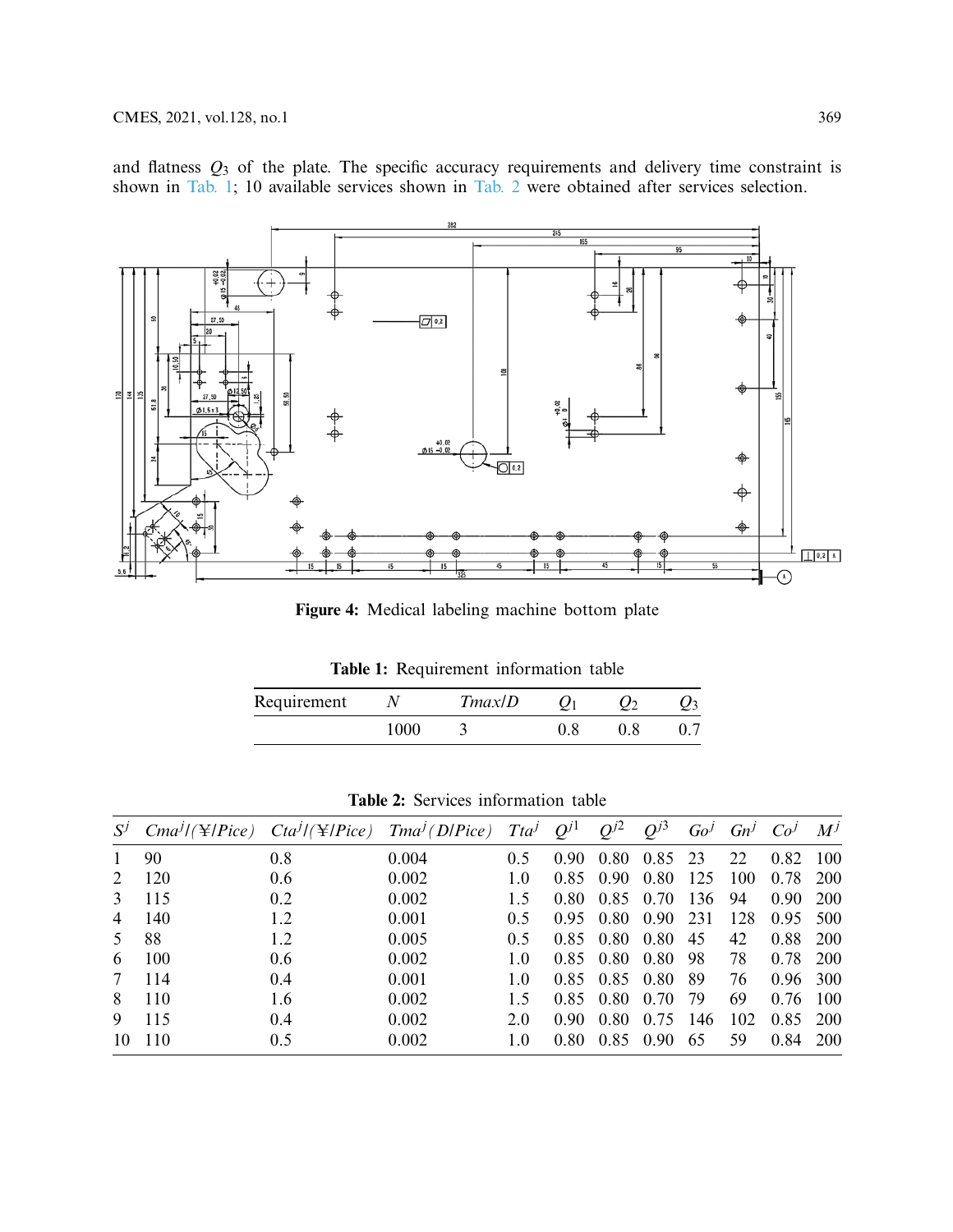and flatness $Q_3$ of the plate. The specific accuracy requirements and delivery time constraint is shown in Tab. 1; 10 available services shown in Tab. 2 were obtained after services selection.

**Figure 4:** Medical labeling machine bottom plate

**Table 1:** Requirement information table

| Requirement | $N$ | $Tmax/D$ | $Q_1$ | $Q_2$ | $Q_3$ |
|---|---|---|---|---|---|
| | 1000 | 3 | 0.8 | 0.8 | 0.7 |

**Table 2:** Services information table

| $S^j$ | $Cma^j/(¥/Pice)$ | $Cta^j/(¥/Pice)$ | $Tma^j(D/Pice)$ | $Tta^j$ | $Q^{j1}$ | $Q^{j2}$ | $Q^{j3}$ | $Go^j$ | $Gn^j$ | $Co^j$ | $M^j$ |
|---|---|---|---|---|---|---|---|---|---|---|---|
| 1 | 90 | 0.8 | 0.004 | 0.5 | 0.90 | 0.80 | 0.85 | 23 | 22 | 0.82 | 100 |
| 2 | 120 | 0.6 | 0.002 | 1.0 | 0.85 | 0.90 | 0.80 | 125 | 100 | 0.78 | 200 |
| 3 | 115 | 0.2 | 0.002 | 1.5 | 0.80 | 0.85 | 0.70 | 136 | 94 | 0.90 | 200 |
| 4 | 140 | 1.2 | 0.001 | 0.5 | 0.95 | 0.80 | 0.90 | 231 | 128 | 0.95 | 500 |
| 5 | 88 | 1.2 | 0.005 | 0.5 | 0.85 | 0.80 | 0.80 | 45 | 42 | 0.88 | 200 |
| 6 | 100 | 0.6 | 0.002 | 1.0 | 0.85 | 0.80 | 0.80 | 98 | 78 | 0.78 | 200 |
| 7 | 114 | 0.4 | 0.001 | 1.0 | 0.85 | 0.85 | 0.80 | 89 | 76 | 0.96 | 300 |
| 8 | 110 | 1.6 | 0.002 | 1.5 | 0.85 | 0.80 | 0.70 | 79 | 69 | 0.76 | 100 |
| 9 | 115 | 0.4 | 0.002 | 2.0 | 0.90 | 0.80 | 0.75 | 146 | 102 | 0.85 | 200 |
| 10 | 110 | 0.5 | 0.002 | 1.0 | 0.80 | 0.85 | 0.90 | 65 | 59 | 0.84 | 200 |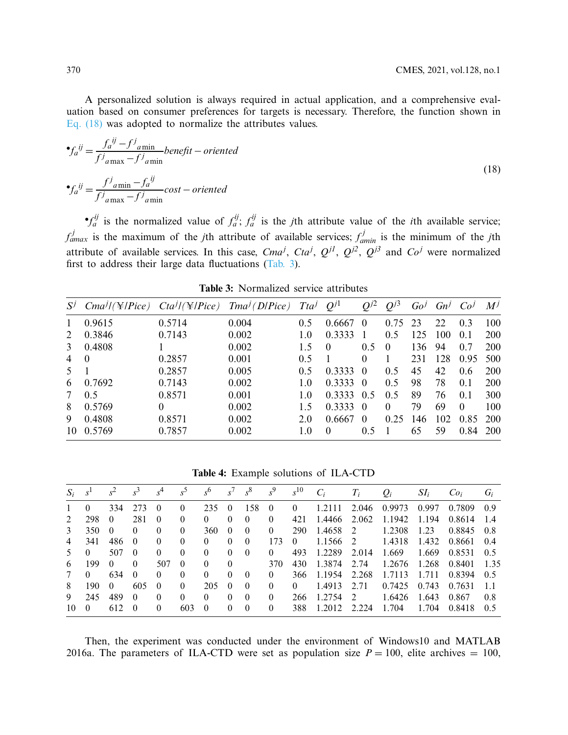A personalized solution is always required in actual application, and a comprehensive evaluation based on consumer preferences for targets is necessary. Therefore, the function shown in Eq. (18) was adopted to normalize the attributes values.

$$
\begin{aligned}
&\bullet f_a^{ij} = \frac{f_a^{ij} - f^j{}_{a\min}}{f^j{}_{a\max} - f^j{}_{a\min}} benefit - oriented \\
&\bullet f_a^{ij} = \frac{f^j{}_{a\min} - f_a^{ij}}{f^j{}_{a\max} - f^j{}_{a\min}} cost - oriented
\end{aligned}
\tag{18}
$$

$\bullet f_a^{ij}$ is the normalized value of $f_a^{ij}$; $f_a^{ij}$ is the $j$th attribute value of the $i$th available service; $f_{amax}^{j}$ is the maximum of the $j$th attribute of available services; $f_{amin}^{j}$ is the minimum of the $j$th attribute of available services. In this case, $Cma^j$, $Cta^j$, $Q^{j1}$, $Q^{j2}$, $Q^{j3}$ and $Co^j$ were normalized first to address their large data fluctuations (Tab. 3).

**Table 3:** Normalized service attributes

| $S^j$ | $Cma^j$/(¥/Pice) | $Cta^j$/(¥/Pice) | $Tma^j$(D/Pice) | $Tta^j$ | $Q^{j1}$ | $Q^{j2}$ | $Q^{j3}$ | $Go^j$ | $Gn^j$ | $Co^j$ | $M^j$ |
|---|---|---|---|---|---|---|---|---|---|---|---|
| 1 | 0.9615 | 0.5714 | 0.004 | 0.5 | 0.6667 | 0 | 0.75 | 23 | 22 | 0.3 | 100 |
| 2 | 0.3846 | 0.7143 | 0.002 | 1.0 | 0.3333 | 1 | 0.5 | 125 | 100 | 0.1 | 200 |
| 3 | 0.4808 | 1 | 0.002 | 1.5 | 0 | 0.5 | 0 | 136 | 94 | 0.7 | 200 |
| 4 | 0 | 0.2857 | 0.001 | 0.5 | 1 | 0 | 1 | 231 | 128 | 0.95 | 500 |
| 5 | 1 | 0.2857 | 0.005 | 0.5 | 0.3333 | 0 | 0.5 | 45 | 42 | 0.6 | 200 |
| 6 | 0.7692 | 0.7143 | 0.002 | 1.0 | 0.3333 | 0 | 0.5 | 98 | 78 | 0.1 | 200 |
| 7 | 0.5 | 0.8571 | 0.001 | 1.0 | 0.3333 | 0.5 | 0.5 | 89 | 76 | 0.1 | 300 |
| 8 | 0.5769 | 0 | 0.002 | 1.5 | 0.3333 | 0 | 0 | 79 | 69 | 0 | 100 |
| 9 | 0.4808 | 0.8571 | 0.002 | 2.0 | 0.6667 | 0 | 0.25 | 146 | 102 | 0.85 | 200 |
| 10 | 0.5769 | 0.7857 | 0.002 | 1.0 | 0 | 0.5 | 1 | 65 | 59 | 0.84 | 200 |

**Table 4:** Example solutions of ILA-CTD

| $S_i$ | $s^1$ | $s^2$ | $s^3$ | $s^4$ | $s^5$ | $s^6$ | $s^7$ | $s^8$ | $s^9$ | $s^{10}$ | $C_i$ | $T_i$ | $Q_i$ | $SI_i$ | $Co_i$ | $G_i$ |
|---|---|---|---|---|---|---|---|---|---|---|---|---|---|---|---|---|
| 1 | 0 | 334 | 273 | 0 | 0 | 235 | 0 | 158 | 0 | 0 | 1.2111 | 2.046 | 0.9973 | 0.997 | 0.7809 | 0.9 |
| 2 | 298 | 0 | 281 | 0 | 0 | 0 | 0 | 0 | 0 | 421 | 1.4466 | 2.062 | 1.1942 | 1.194 | 0.8614 | 1.4 |
| 3 | 350 | 0 | 0 | 0 | 0 | 360 | 0 | 0 | 0 | 290 | 1.4658 | 2 | 1.2308 | 1.23 | 0.8845 | 0.8 |
| 4 | 341 | 486 | 0 | 0 | 0 | 0 | 0 | 0 | 173 | 0 | 1.1566 | 2 | 1.4318 | 1.432 | 0.8661 | 0.4 |
| 5 | 0 | 507 | 0 | 0 | 0 | 0 | 0 | 0 | 0 | 493 | 1.2289 | 2.014 | 1.669 | 1.669 | 0.8531 | 0.5 |
| 6 | 199 | 0 | 0 | 507 | 0 | 0 | 0 | | 370 | 430 | 1.3874 | 2.74 | 1.2676 | 1.268 | 0.8401 | 1.35 |
| 7 | 0 | 634 | 0 | 0 | 0 | 0 | 0 | 0 | 0 | 366 | 1.1954 | 2.268 | 1.7113 | 1.711 | 0.8394 | 0.5 |
| 8 | 190 | 0 | 605 | 0 | 0 | 205 | 0 | 0 | 0 | 0 | 1.4913 | 2.71 | 0.7425 | 0.743 | 0.7631 | 1.1 |
| 9 | 245 | 489 | 0 | 0 | 0 | 0 | 0 | 0 | 0 | 266 | 1.2754 | 2 | 1.6426 | 1.643 | 0.867 | 0.8 |
| 10 | 0 | 612 | 0 | 0 | 603 | 0 | 0 | 0 | 0 | 388 | 1.2012 | 2.224 | 1.704 | 1.704 | 0.8418 | 0.5 |

Then, the experiment was conducted under the environment of Windows10 and MATLAB 2016a. The parameters of ILA-CTD were set as population size $P = 100$, elite archives $= 100$,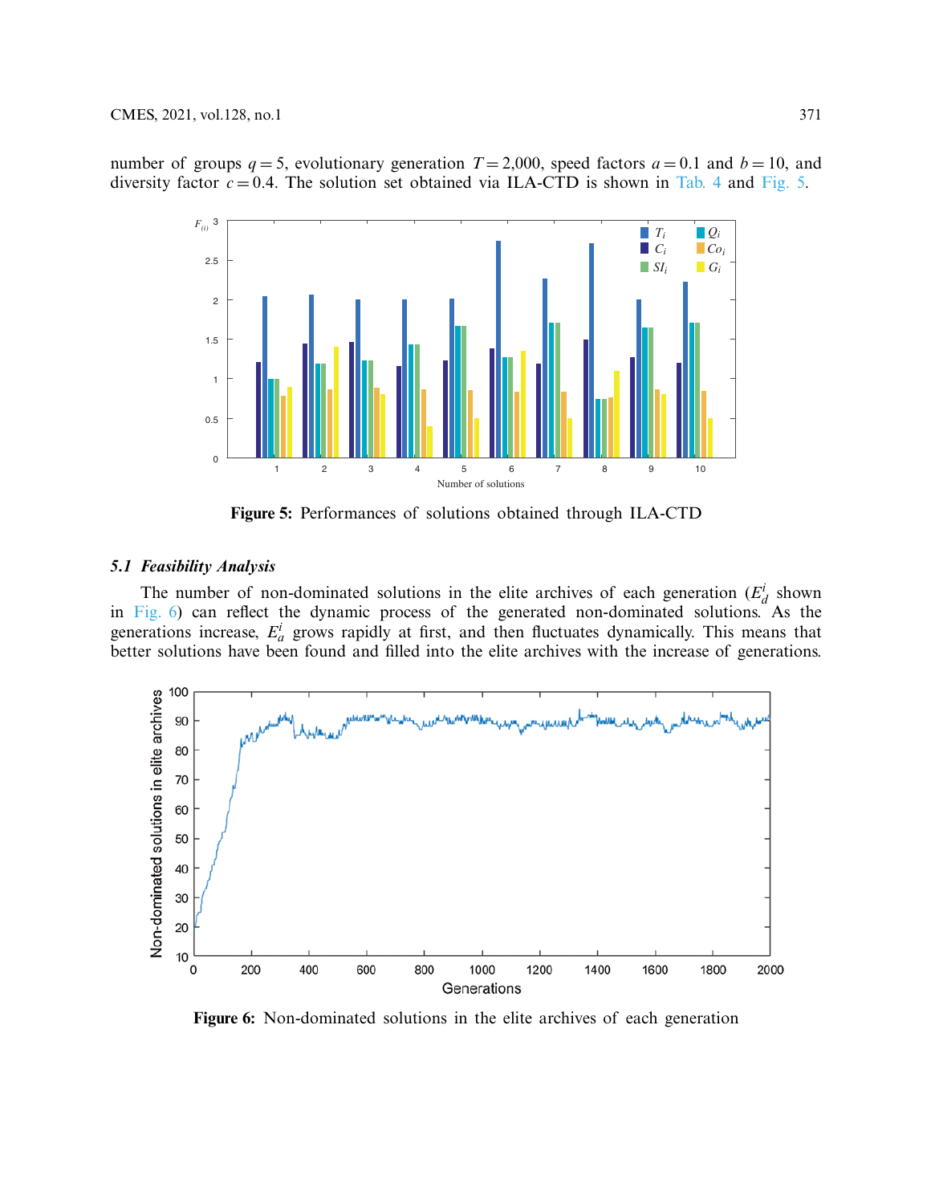number of groups $q = 5$, evolutionary generation $T = 2{,}000$, speed factors $a = 0.1$ and $b = 10$, and diversity factor $c = 0.4$. The solution set obtained via ILA-CTD is shown in Tab. 4 and Fig. 5.

**Figure 5:** Performances of solutions obtained through ILA-CTD

### *5.1 Feasibility Analysis*

The number of non-dominated solutions in the elite archives of each generation ($E_d^i$ shown in Fig. 6) can reflect the dynamic process of the generated non-dominated solutions. As the generations increase, $E_a^i$ grows rapidly at first, and then fluctuates dynamically. This means that better solutions have been found and filled into the elite archives with the increase of generations.

**Figure 6:** Non-dominated solutions in the elite archives of each generation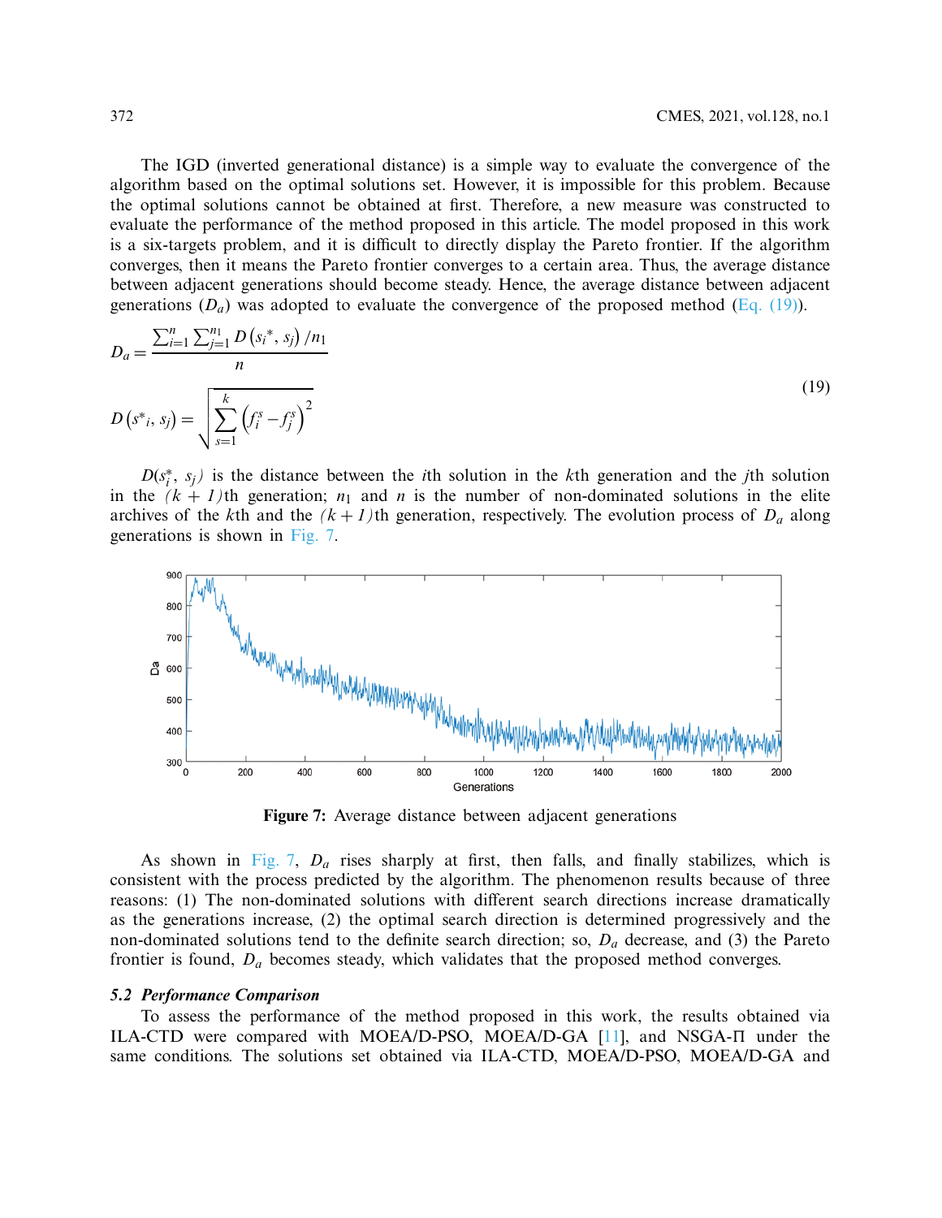The IGD (inverted generational distance) is a simple way to evaluate the convergence of the algorithm based on the optimal solutions set. However, it is impossible for this problem. Because the optimal solutions cannot be obtained at first. Therefore, a new measure was constructed to evaluate the performance of the method proposed in this article. The model proposed in this work is a six-targets problem, and it is difficult to directly display the Pareto frontier. If the algorithm converges, then it means the Pareto frontier converges to a certain area. Thus, the average distance between adjacent generations should become steady. Hence, the average distance between adjacent generations ($D_a$) was adopted to evaluate the convergence of the proposed method (Eq. (19)).

$$
\begin{aligned}
D_a &= \frac{\sum_{i=1}^{n}\sum_{j=1}^{n_1} D\left(s_i^*, s_j\right)/n_1}{n} \\
D\left(s^*{}_i, s_j\right) &= \sqrt{\sum_{s=1}^{k}\left(f_i^s - f_j^s\right)^2}
\end{aligned}
\tag{19}
$$

$D(s_i^*, s_j)$ is the distance between the $i$th solution in the $k$th generation and the $j$th solution in the $(k+1)$th generation; $n_1$ and $n$ is the number of non-dominated solutions in the elite archives of the $k$th and the $(k+1)$th generation, respectively. The evolution process of $D_a$ along generations is shown in Fig. 7.

**Figure 7:** Average distance between adjacent generations

As shown in Fig. 7, $D_a$ rises sharply at first, then falls, and finally stabilizes, which is consistent with the process predicted by the algorithm. The phenomenon results because of three reasons: (1) The non-dominated solutions with different search directions increase dramatically as the generations increase, (2) the optimal search direction is determined progressively and the non-dominated solutions tend to the definite search direction; so, $D_a$ decrease, and (3) the Pareto frontier is found, $D_a$ becomes steady, which validates that the proposed method converges.

### *5.2 Performance Comparison*

To assess the performance of the method proposed in this work, the results obtained via ILA-CTD were compared with MOEA/D-PSO, MOEA/D-GA [11], and NSGA-Π under the same conditions. The solutions set obtained via ILA-CTD, MOEA/D-PSO, MOEA/D-GA and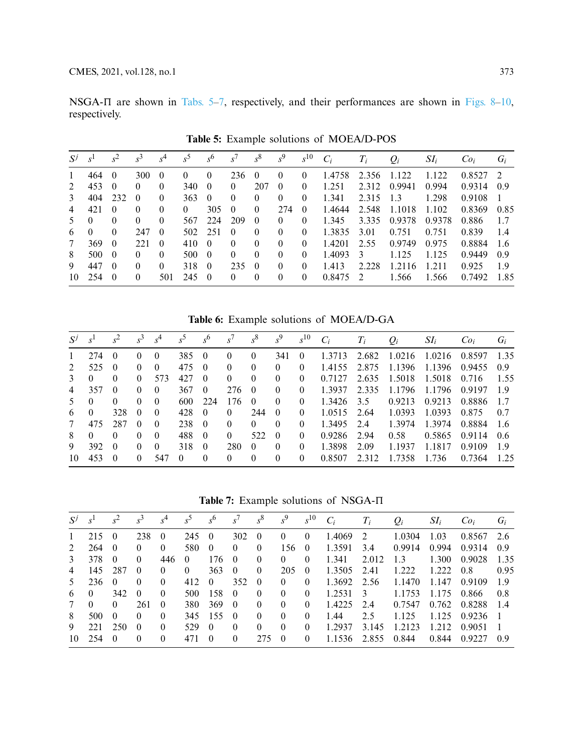NSGA-Π are shown in Tabs. 5–7, respectively, and their performances are shown in Figs. 8–10, respectively.

**Table 5:** Example solutions of MOEA/D-POS

| $S^j$ | $s^1$ | $s^2$ | $s^3$ | $s^4$ | $s^5$ | $s^6$ | $s^7$ | $s^8$ | $s^9$ | $s^{10}$ | $C_i$ | $T_i$ | $Q_i$ | $SI_i$ | $Co_i$ | $G_i$ |
|---|---|---|---|---|---|---|---|---|---|---|---|---|---|---|---|---|
| 1 | 464 | 0 | 300 | 0 | 0 | 0 | 236 | 0 | 0 | 0 | 1.4758 | 2.356 | 1.122 | 1.122 | 0.8527 | 2 |
| 2 | 453 | 0 | 0 | 0 | 340 | 0 | 0 | 207 | 0 | 0 | 1.251 | 2.312 | 0.9941 | 0.994 | 0.9314 | 0.9 |
| 3 | 404 | 232 | 0 | 0 | 363 | 0 | 0 | 0 | 0 | 0 | 1.341 | 2.315 | 1.3 | 1.298 | 0.9108 | 1 |
| 4 | 421 | 0 | 0 | 0 | 0 | 305 | 0 | 0 | 274 | 0 | 1.4644 | 2.548 | 1.1018 | 1.102 | 0.8369 | 0.85 |
| 5 | 0 | 0 | 0 | 0 | 567 | 224 | 209 | 0 | 0 | 0 | 1.345 | 3.335 | 0.9378 | 0.9378 | 0.886 | 1.7 |
| 6 | 0 | 0 | 247 | 0 | 502 | 251 | 0 | 0 | 0 | 0 | 1.3835 | 3.01 | 0.751 | 0.751 | 0.839 | 1.4 |
| 7 | 369 | 0 | 221 | 0 | 410 | 0 | 0 | 0 | 0 | 0 | 1.4201 | 2.55 | 0.9749 | 0.975 | 0.8884 | 1.6 |
| 8 | 500 | 0 | 0 | 0 | 500 | 0 | 0 | 0 | 0 | 0 | 1.4093 | 3 | 1.125 | 1.125 | 0.9449 | 0.9 |
| 9 | 447 | 0 | 0 | 0 | 318 | 0 | 235 | 0 | 0 | 0 | 1.413 | 2.228 | 1.2116 | 1.211 | 0.925 | 1.9 |
| 10 | 254 | 0 | 0 | 501 | 245 | 0 | 0 | 0 | 0 | 0 | 0.8475 | 2 | 1.566 | 1.566 | 0.7492 | 1.85 |

**Table 6:** Example solutions of MOEA/D-GA

| $S^j$ | $s^1$ | $s^2$ | $s^3$ | $s^4$ | $s^5$ | $s^6$ | $s^7$ | $s^8$ | $s^9$ | $s^{10}$ | $C_i$ | $T_i$ | $Q_i$ | $SI_i$ | $Co_i$ | $G_i$ |
|---|---|---|---|---|---|---|---|---|---|---|---|---|---|---|---|---|
| 1 | 274 | 0 | 0 | 0 | 385 | 0 | 0 | 0 | 341 | 0 | 1.3713 | 2.682 | 1.0216 | 1.0216 | 0.8597 | 1.35 |
| 2 | 525 | 0 | 0 | 0 | 475 | 0 | 0 | 0 | 0 | 0 | 1.4155 | 2.875 | 1.1396 | 1.1396 | 0.9455 | 0.9 |
| 3 | 0 | 0 | 0 | 573 | 427 | 0 | 0 | 0 | 0 | 0 | 0.7127 | 2.635 | 1.5018 | 1.5018 | 0.716 | 1.55 |
| 4 | 357 | 0 | 0 | 0 | 367 | 0 | 276 | 0 | 0 | 0 | 1.3937 | 2.335 | 1.1796 | 1.1796 | 0.9197 | 1.9 |
| 5 | 0 | 0 | 0 | 0 | 600 | 224 | 176 | 0 | 0 | 0 | 1.3426 | 3.5 | 0.9213 | 0.9213 | 0.8886 | 1.7 |
| 6 | 0 | 328 | 0 | 0 | 428 | 0 | 0 | 244 | 0 | 0 | 1.0515 | 2.64 | 1.0393 | 1.0393 | 0.875 | 0.7 |
| 7 | 475 | 287 | 0 | 0 | 238 | 0 | 0 | 0 | 0 | 0 | 1.3495 | 2.4 | 1.3974 | 1.3974 | 0.8884 | 1.6 |
| 8 | 0 | 0 | 0 | 0 | 488 | 0 | 0 | 522 | 0 | 0 | 0.9286 | 2.94 | 0.58 | 0.5865 | 0.9114 | 0.6 |
| 9 | 392 | 0 | 0 | 0 | 318 | 0 | 280 | 0 | 0 | 0 | 1.3898 | 2.09 | 1.1937 | 1.1817 | 0.9109 | 1.9 |
| 10 | 453 | 0 | 0 | 547 | 0 | 0 | 0 | 0 | 0 | 0 | 0.8507 | 2.312 | 1.7358 | 1.736 | 0.7364 | 1.25 |

**Table 7:** Example solutions of NSGA-Π

| $S^j$ | $s^1$ | $s^2$ | $s^3$ | $s^4$ | $s^5$ | $s^6$ | $s^7$ | $s^8$ | $s^9$ | $s^{10}$ | $C_i$ | $T_i$ | $Q_i$ | $SI_i$ | $Co_i$ | $G_i$ |
|---|---|---|---|---|---|---|---|---|---|---|---|---|---|---|---|---|
| 1 | 215 | 0 | 238 | 0 | 245 | 0 | 302 | 0 | 0 | 0 | 1.4069 | 2 | 1.0304 | 1.03 | 0.8567 | 2.6 |
| 2 | 264 | 0 | 0 | 0 | 580 | 0 | 0 | 0 | 156 | 0 | 1.3591 | 3.4 | 0.9914 | 0.994 | 0.9314 | 0.9 |
| 3 | 378 | 0 | 0 | 446 | 0 | 176 | 0 | 0 | 0 | 0 | 1.341 | 2.012 | 1.3 | 1.300 | 0.9028 | 1.35 |
| 4 | 145 | 287 | 0 | 0 | 0 | 363 | 0 | 0 | 205 | 0 | 1.3505 | 2.41 | 1.222 | 1.222 | 0.8 | 0.95 |
| 5 | 236 | 0 | 0 | 0 | 412 | 0 | 352 | 0 | 0 | 0 | 1.3692 | 2.56 | 1.1470 | 1.147 | 0.9109 | 1.9 |
| 6 | 0 | 342 | 0 | 0 | 500 | 158 | 0 | 0 | 0 | 0 | 1.2531 | 3 | 1.1753 | 1.175 | 0.866 | 0.8 |
| 7 | 0 | 0 | 261 | 0 | 380 | 369 | 0 | 0 | 0 | 0 | 1.4225 | 2.4 | 0.7547 | 0.762 | 0.8288 | 1.4 |
| 8 | 500 | 0 | 0 | 0 | 345 | 155 | 0 | 0 | 0 | 0 | 1.44 | 2.5 | 1.125 | 1.125 | 0.9236 | 1 |
| 9 | 221 | 250 | 0 | 0 | 529 | 0 | 0 | 0 | 0 | 0 | 1.2937 | 3.145 | 1.2123 | 1.212 | 0.9051 | 1 |
| 10 | 254 | 0 | 0 | 0 | 471 | 0 | 0 | 275 | 0 | 0 | 1.1536 | 2.855 | 0.844 | 0.844 | 0.9227 | 0.9 |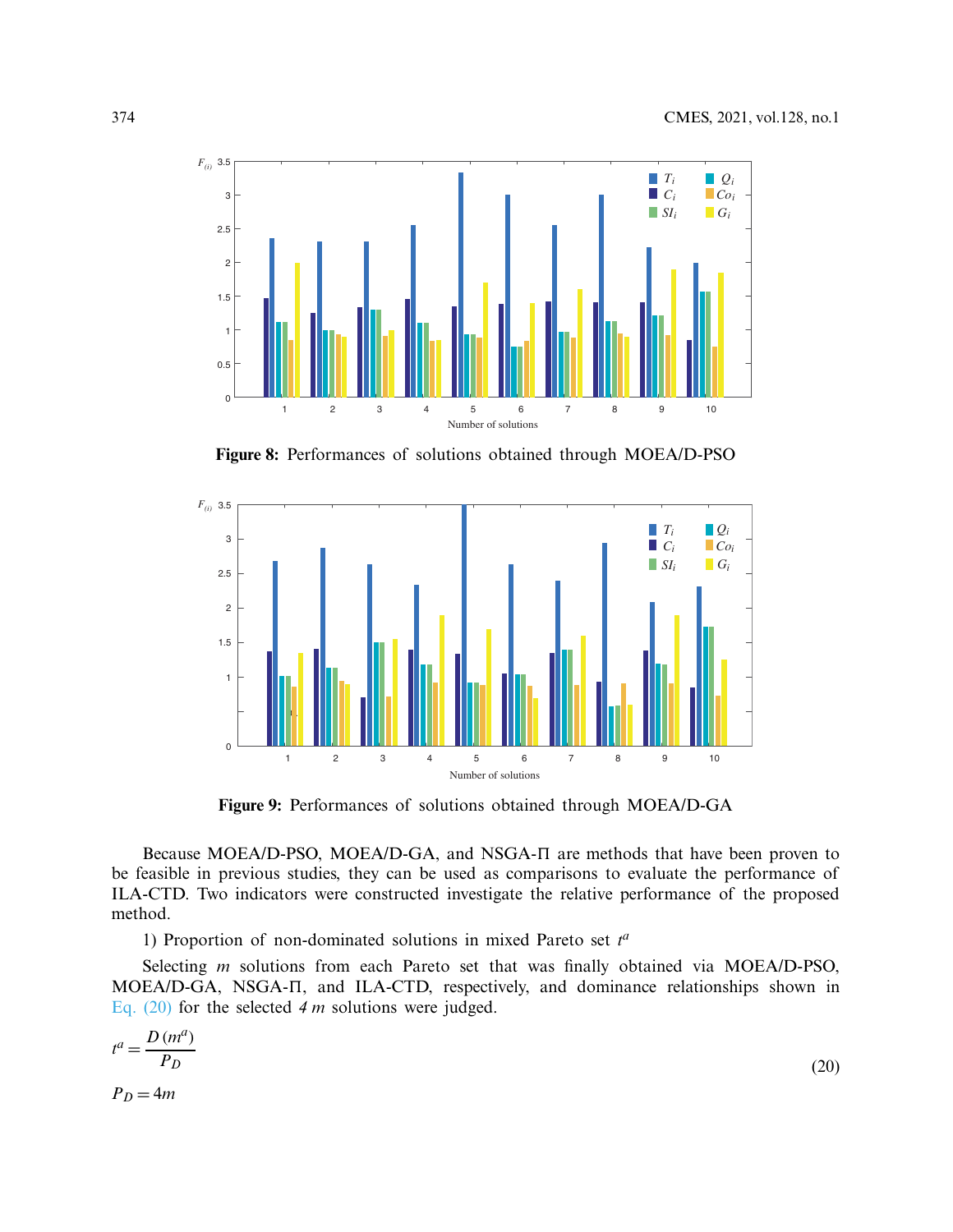**Figure 8:** Performances of solutions obtained through MOEA/D-PSO

**Figure 9:** Performances of solutions obtained through MOEA/D-GA

Because MOEA/D-PSO, MOEA/D-GA, and NSGA-Π are methods that have been proven to be feasible in previous studies, they can be used as comparisons to evaluate the performance of ILA-CTD. Two indicators were constructed investigate the relative performance of the proposed method.

1) Proportion of non-dominated solutions in mixed Pareto set $t^a$

Selecting $m$ solutions from each Pareto set that was finally obtained via MOEA/D-PSO, MOEA/D-GA, NSGA-Π, and ILA-CTD, respectively, and dominance relationships shown in Eq. (20) for the selected *4 m* solutions were judged.

$$t^a = \frac{D\left(m^a\right)}{P_D} \tag{20}$$

$$P_D = 4m$$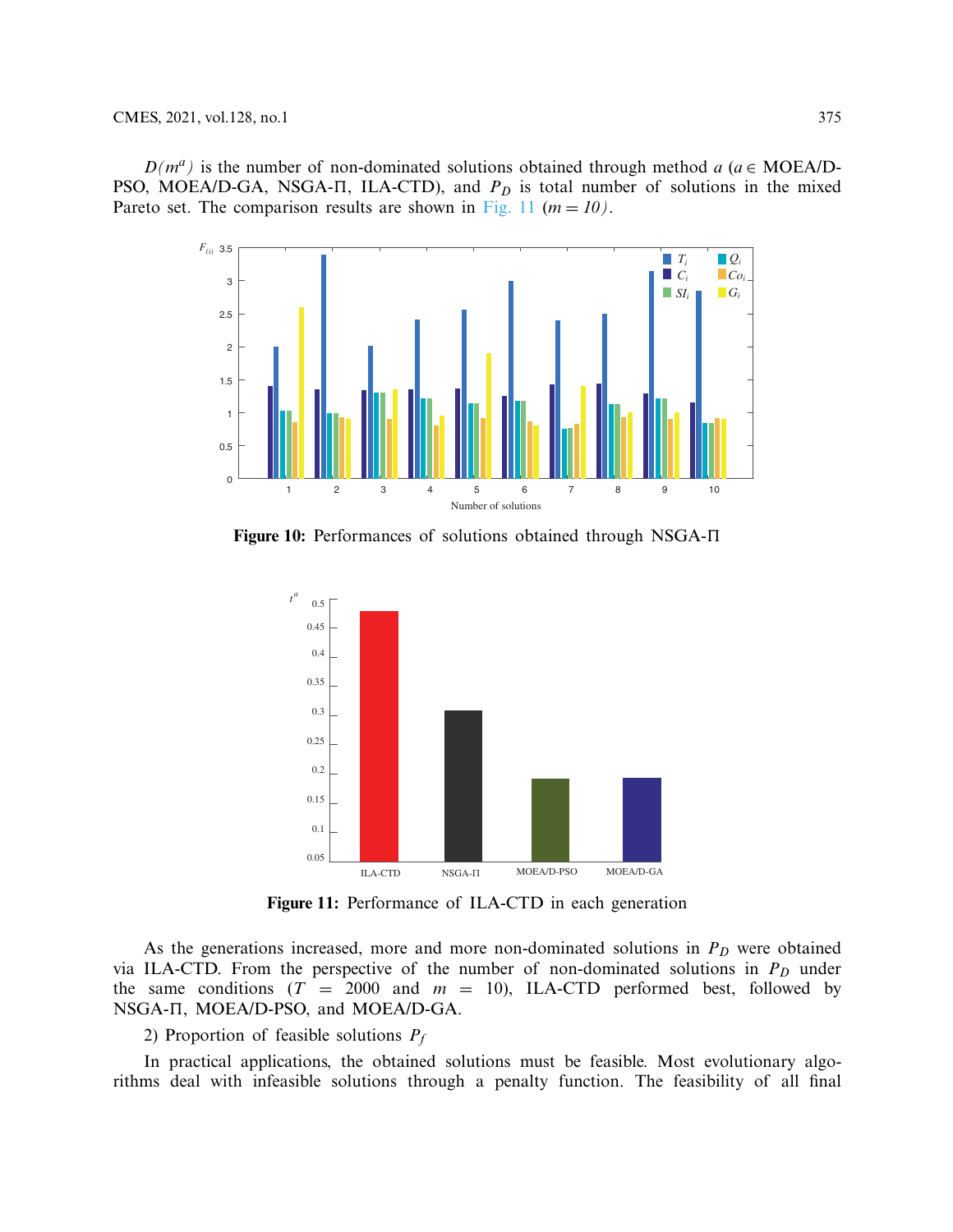$D(m^a)$ is the number of non-dominated solutions obtained through method $a$ ($a \in$ MOEA/D-PSO, MOEA/D-GA, NSGA-Π, ILA-CTD), and $P_D$ is total number of solutions in the mixed Pareto set. The comparison results are shown in Fig. 11 ($m = 10$).

**Figure 10:** Performances of solutions obtained through NSGA-Π

**Figure 11:** Performance of ILA-CTD in each generation

As the generations increased, more and more non-dominated solutions in $P_D$ were obtained via ILA-CTD. From the perspective of the number of non-dominated solutions in $P_D$ under the same conditions ($T = 2000$ and $m = 10$), ILA-CTD performed best, followed by NSGA-Π, MOEA/D-PSO, and MOEA/D-GA.

2) Proportion of feasible solutions $P_f$

In practical applications, the obtained solutions must be feasible. Most evolutionary algorithms deal with infeasible solutions through a penalty function. The feasibility of all final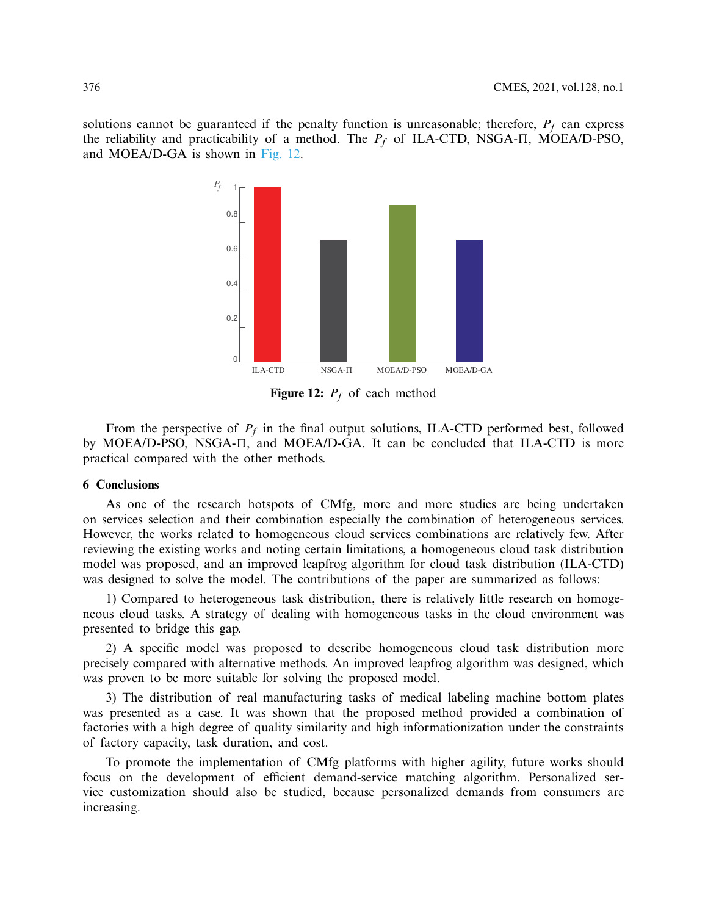solutions cannot be guaranteed if the penalty function is unreasonable; therefore, $P_f$ can express the reliability and practicability of a method. The $P_f$ of ILA-CTD, NSGA-Π, MOEA/D-PSO, and MOEA/D-GA is shown in Fig. 12.

**Figure 12:** $P_f$ of each method

From the perspective of $P_f$ in the final output solutions, ILA-CTD performed best, followed by MOEA/D-PSO, NSGA-Π, and MOEA/D-GA. It can be concluded that ILA-CTD is more practical compared with the other methods.

## 6 Conclusions

As one of the research hotspots of CMfg, more and more studies are being undertaken on services selection and their combination especially the combination of heterogeneous services. However, the works related to homogeneous cloud services combinations are relatively few. After reviewing the existing works and noting certain limitations, a homogeneous cloud task distribution model was proposed, and an improved leapfrog algorithm for cloud task distribution (ILA-CTD) was designed to solve the model. The contributions of the paper are summarized as follows:

1) Compared to heterogeneous task distribution, there is relatively little research on homogeneous cloud tasks. A strategy of dealing with homogeneous tasks in the cloud environment was presented to bridge this gap.

2) A specific model was proposed to describe homogeneous cloud task distribution more precisely compared with alternative methods. An improved leapfrog algorithm was designed, which was proven to be more suitable for solving the proposed model.

3) The distribution of real manufacturing tasks of medical labeling machine bottom plates was presented as a case. It was shown that the proposed method provided a combination of factories with a high degree of quality similarity and high informationization under the constraints of factory capacity, task duration, and cost.

To promote the implementation of CMfg platforms with higher agility, future works should focus on the development of efficient demand-service matching algorithm. Personalized service customization should also be studied, because personalized demands from consumers are increasing.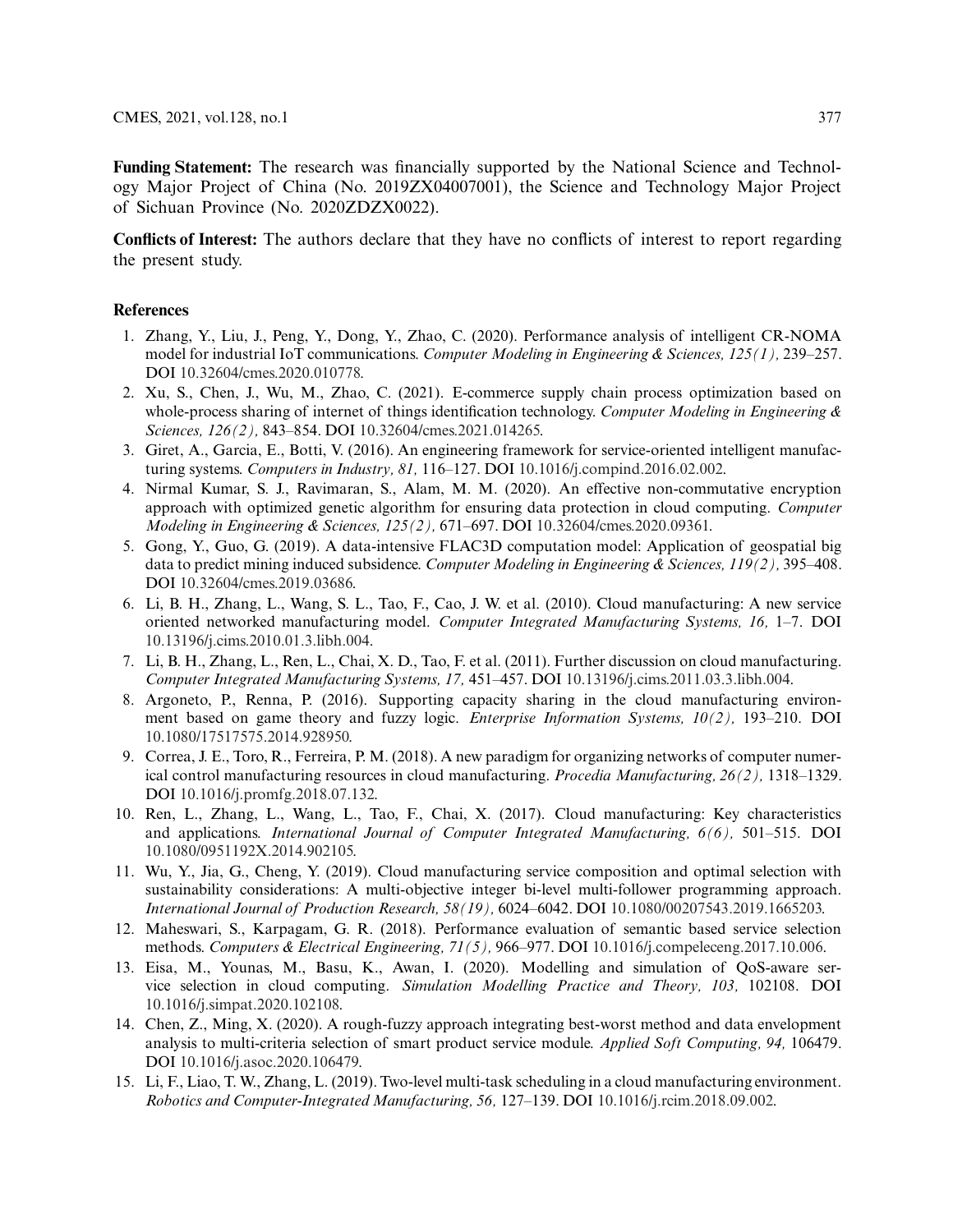**Funding Statement:** The research was financially supported by the National Science and Technology Major Project of China (No. 2019ZX04007001), the Science and Technology Major Project of Sichuan Province (No. 2020ZDZX0022).

**Conflicts of Interest:** The authors declare that they have no conflicts of interest to report regarding the present study.

## References

1. Zhang, Y., Liu, J., Peng, Y., Dong, Y., Zhao, C. (2020). Performance analysis of intelligent CR-NOMA model for industrial IoT communications. *Computer Modeling in Engineering & Sciences, 125(1),* 239–257. DOI 10.32604/cmes.2020.010778.
2. Xu, S., Chen, J., Wu, M., Zhao, C. (2021). E-commerce supply chain process optimization based on whole-process sharing of internet of things identification technology. *Computer Modeling in Engineering & Sciences, 126(2),* 843–854. DOI 10.32604/cmes.2021.014265.
3. Giret, A., Garcia, E., Botti, V. (2016). An engineering framework for service-oriented intelligent manufacturing systems. *Computers in Industry, 81,* 116–127. DOI 10.1016/j.compind.2016.02.002.
4. Nirmal Kumar, S. J., Ravimaran, S., Alam, M. M. (2020). An effective non-commutative encryption approach with optimized genetic algorithm for ensuring data protection in cloud computing. *Computer Modeling in Engineering & Sciences, 125(2),* 671–697. DOI 10.32604/cmes.2020.09361.
5. Gong, Y., Guo, G. (2019). A data-intensive FLAC3D computation model: Application of geospatial big data to predict mining induced subsidence. *Computer Modeling in Engineering & Sciences, 119(2),* 395–408. DOI 10.32604/cmes.2019.03686.
6. Li, B. H., Zhang, L., Wang, S. L., Tao, F., Cao, J. W. et al. (2010). Cloud manufacturing: A new service oriented networked manufacturing model. *Computer Integrated Manufacturing Systems, 16,* 1–7. DOI 10.13196/j.cims.2010.01.3.libh.004.
7. Li, B. H., Zhang, L., Ren, L., Chai, X. D., Tao, F. et al. (2011). Further discussion on cloud manufacturing. *Computer Integrated Manufacturing Systems, 17,* 451–457. DOI 10.13196/j.cims.2011.03.3.libh.004.
8. Argoneto, P., Renna, P. (2016). Supporting capacity sharing in the cloud manufacturing environment based on game theory and fuzzy logic. *Enterprise Information Systems, 10(2),* 193–210. DOI 10.1080/17517575.2014.928950.
9. Correa, J. E., Toro, R., Ferreira, P. M. (2018). A new paradigm for organizing networks of computer numerical control manufacturing resources in cloud manufacturing. *Procedia Manufacturing, 26(2),* 1318–1329. DOI 10.1016/j.promfg.2018.07.132.
10. Ren, L., Zhang, L., Wang, L., Tao, F., Chai, X. (2017). Cloud manufacturing: Key characteristics and applications. *International Journal of Computer Integrated Manufacturing, 6(6),* 501–515. DOI 10.1080/0951192X.2014.902105.
11. Wu, Y., Jia, G., Cheng, Y. (2019). Cloud manufacturing service composition and optimal selection with sustainability considerations: A multi-objective integer bi-level multi-follower programming approach. *International Journal of Production Research, 58(19),* 6024–6042. DOI 10.1080/00207543.2019.1665203.
12. Maheswari, S., Karpagam, G. R. (2018). Performance evaluation of semantic based service selection methods. *Computers & Electrical Engineering, 71(5),* 966–977. DOI 10.1016/j.compeleceng.2017.10.006.
13. Eisa, M., Younas, M., Basu, K., Awan, I. (2020). Modelling and simulation of QoS-aware service selection in cloud computing. *Simulation Modelling Practice and Theory, 103,* 102108. DOI 10.1016/j.simpat.2020.102108.
14. Chen, Z., Ming, X. (2020). A rough-fuzzy approach integrating best-worst method and data envelopment analysis to multi-criteria selection of smart product service module. *Applied Soft Computing, 94,* 106479. DOI 10.1016/j.asoc.2020.106479.
15. Li, F., Liao, T. W., Zhang, L. (2019). Two-level multi-task scheduling in a cloud manufacturing environment. *Robotics and Computer-Integrated Manufacturing, 56,* 127–139. DOI 10.1016/j.rcim.2018.09.002.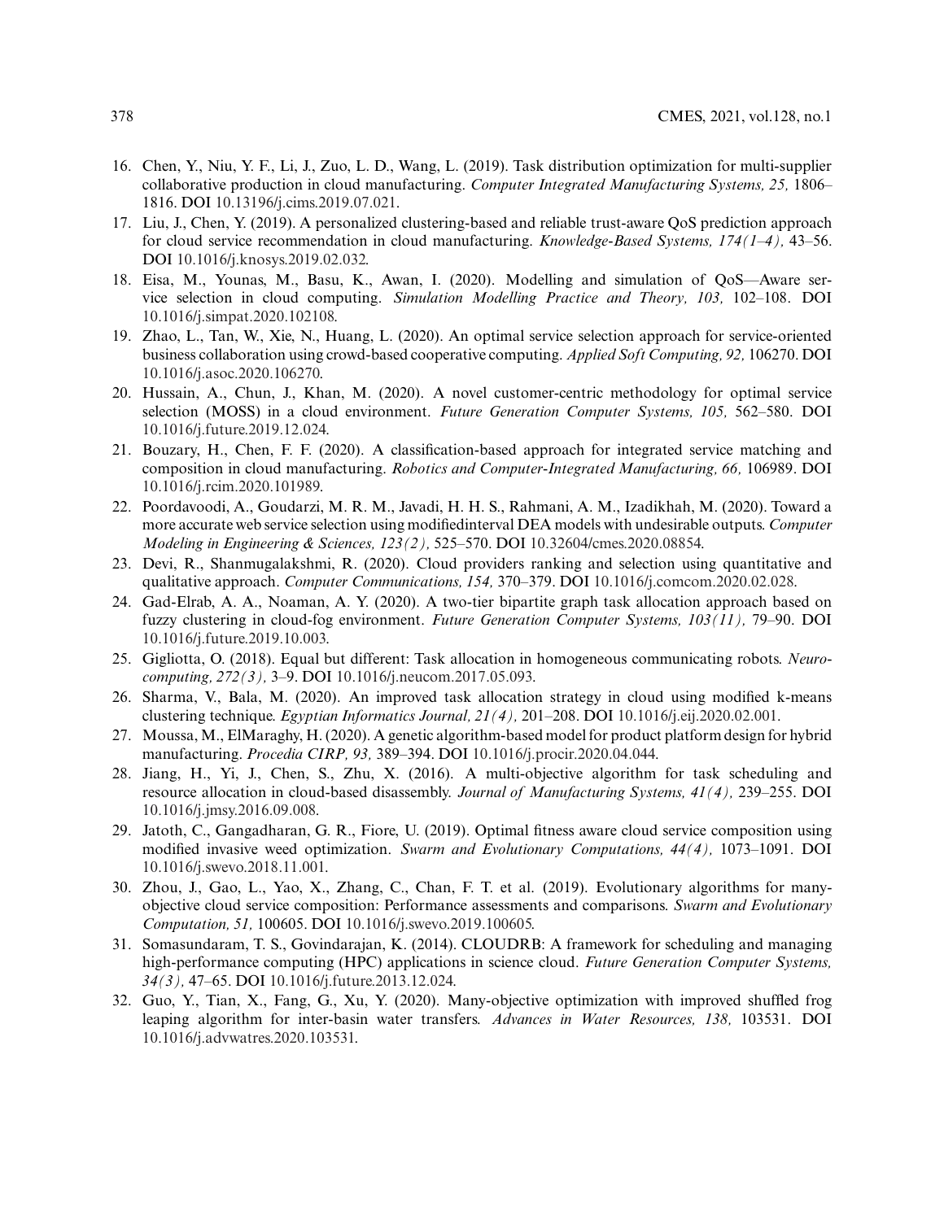16. Chen, Y., Niu, Y. F., Li, J., Zuo, L. D., Wang, L. (2019). Task distribution optimization for multi-supplier collaborative production in cloud manufacturing. *Computer Integrated Manufacturing Systems, 25,* 1806–1816. DOI 10.13196/j.cims.2019.07.021.
17. Liu, J., Chen, Y. (2019). A personalized clustering-based and reliable trust-aware QoS prediction approach for cloud service recommendation in cloud manufacturing. *Knowledge-Based Systems, 174(1–4),* 43–56. DOI 10.1016/j.knosys.2019.02.032.
18. Eisa, M., Younas, M., Basu, K., Awan, I. (2020). Modelling and simulation of QoS—Aware service selection in cloud computing. *Simulation Modelling Practice and Theory, 103,* 102–108. DOI 10.1016/j.simpat.2020.102108.
19. Zhao, L., Tan, W., Xie, N., Huang, L. (2020). An optimal service selection approach for service-oriented business collaboration using crowd-based cooperative computing. *Applied Soft Computing, 92,* 106270. DOI 10.1016/j.asoc.2020.106270.
20. Hussain, A., Chun, J., Khan, M. (2020). A novel customer-centric methodology for optimal service selection (MOSS) in a cloud environment. *Future Generation Computer Systems, 105,* 562–580. DOI 10.1016/j.future.2019.12.024.
21. Bouzary, H., Chen, F. F. (2020). A classification-based approach for integrated service matching and composition in cloud manufacturing. *Robotics and Computer-Integrated Manufacturing, 66,* 106989. DOI 10.1016/j.rcim.2020.101989.
22. Poordavoodi, A., Goudarzi, M. R. M., Javadi, H. H. S., Rahmani, A. M., Izadikhah, M. (2020). Toward a more accurate web service selection using modifiedinterval DEA models with undesirable outputs. *Computer Modeling in Engineering & Sciences, 123(2),* 525–570. DOI 10.32604/cmes.2020.08854.
23. Devi, R., Shanmugalakshmi, R. (2020). Cloud providers ranking and selection using quantitative and qualitative approach. *Computer Communications, 154,* 370–379. DOI 10.1016/j.comcom.2020.02.028.
24. Gad-Elrab, A. A., Noaman, A. Y. (2020). A two-tier bipartite graph task allocation approach based on fuzzy clustering in cloud-fog environment. *Future Generation Computer Systems, 103(11),* 79–90. DOI 10.1016/j.future.2019.10.003.
25. Gigliotta, O. (2018). Equal but different: Task allocation in homogeneous communicating robots. *Neurocomputing, 272(3),* 3–9. DOI 10.1016/j.neucom.2017.05.093.
26. Sharma, V., Bala, M. (2020). An improved task allocation strategy in cloud using modified k-means clustering technique. *Egyptian Informatics Journal, 21(4),* 201–208. DOI 10.1016/j.eij.2020.02.001.
27. Moussa, M., ElMaraghy, H. (2020). A genetic algorithm-based model for product platform design for hybrid manufacturing. *Procedia CIRP, 93,* 389–394. DOI 10.1016/j.procir.2020.04.044.
28. Jiang, H., Yi, J., Chen, S., Zhu, X. (2016). A multi-objective algorithm for task scheduling and resource allocation in cloud-based disassembly. *Journal of Manufacturing Systems, 41(4),* 239–255. DOI 10.1016/j.jmsy.2016.09.008.
29. Jatoth, C., Gangadharan, G. R., Fiore, U. (2019). Optimal fitness aware cloud service composition using modified invasive weed optimization. *Swarm and Evolutionary Computations, 44(4),* 1073–1091. DOI 10.1016/j.swevo.2018.11.001.
30. Zhou, J., Gao, L., Yao, X., Zhang, C., Chan, F. T. et al. (2019). Evolutionary algorithms for many-objective cloud service composition: Performance assessments and comparisons. *Swarm and Evolutionary Computation, 51,* 100605. DOI 10.1016/j.swevo.2019.100605.
31. Somasundaram, T. S., Govindarajan, K. (2014). CLOUDRB: A framework for scheduling and managing high-performance computing (HPC) applications in science cloud. *Future Generation Computer Systems, 34(3),* 47–65. DOI 10.1016/j.future.2013.12.024.
32. Guo, Y., Tian, X., Fang, G., Xu, Y. (2020). Many-objective optimization with improved shuffled frog leaping algorithm for inter-basin water transfers. *Advances in Water Resources, 138,* 103531. DOI 10.1016/j.advwatres.2020.103531.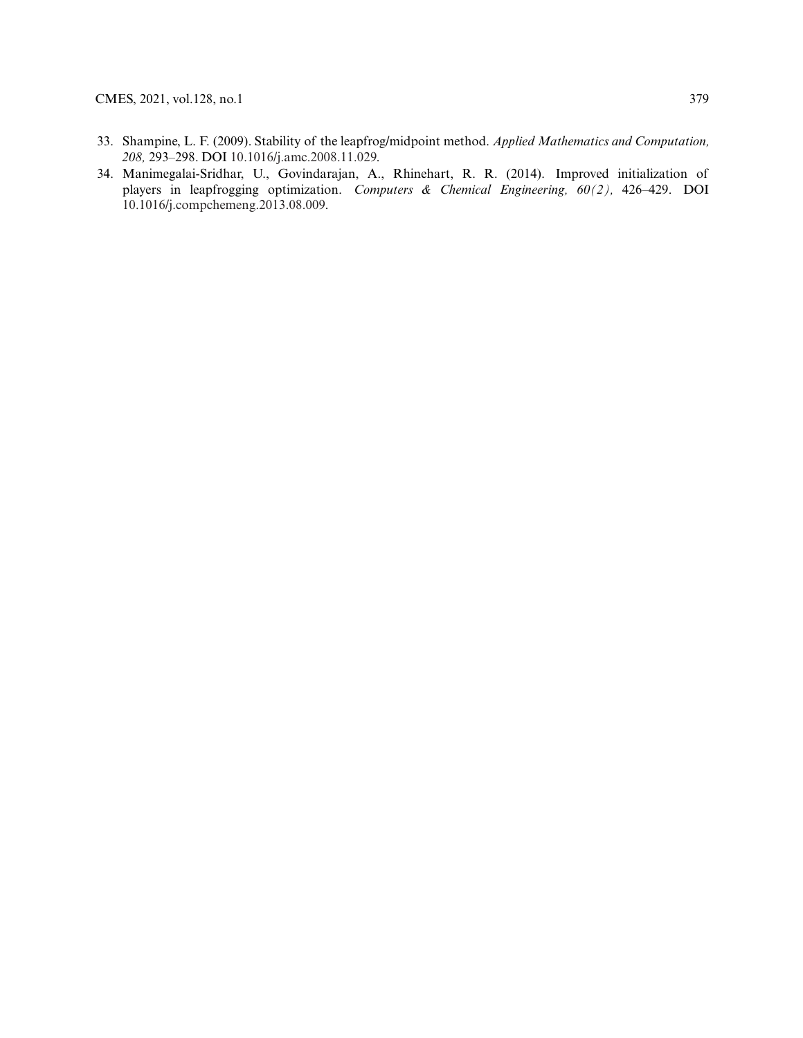33. Shampine, L. F. (2009). Stability of the leapfrog/midpoint method. *Applied Mathematics and Computation, 208,* 293–298. DOI 10.1016/j.amc.2008.11.029.
34. Manimegalai-Sridhar, U., Govindarajan, A., Rhinehart, R. R. (2014). Improved initialization of players in leapfrogging optimization. *Computers & Chemical Engineering, 60(2),* 426–429. DOI 10.1016/j.compchemeng.2013.08.009.